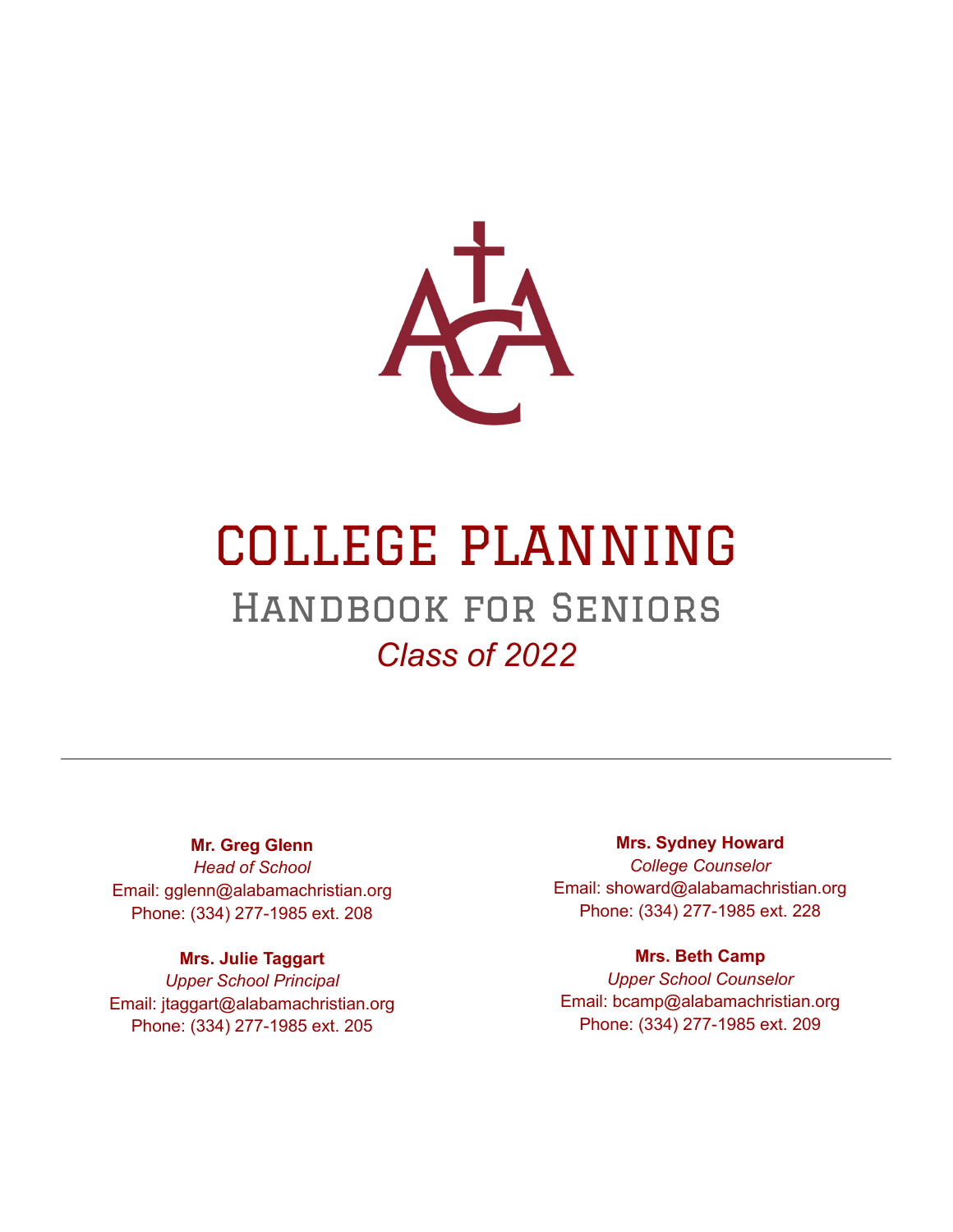# COLLEGE PLANNING

## Handbook for Seniors

*Class of 2022*

---

**Mr. Greg Glenn**
*Head of School*
Email: gglenn@alabamachristian.org
Phone: (334) 277-1985 ext. 208

**Mrs. Julie Taggart**
*Upper School Principal*
Email: jtaggart@alabamachristian.org
Phone: (334) 277-1985 ext. 205

**Mrs. Sydney Howard**
*College Counselor*
Email: showard@alabamachristian.org
Phone: (334) 277-1985 ext. 228

**Mrs. Beth Camp**
*Upper School Counselor*
Email: bcamp@alabamachristian.org
Phone: (334) 277-1985 ext. 209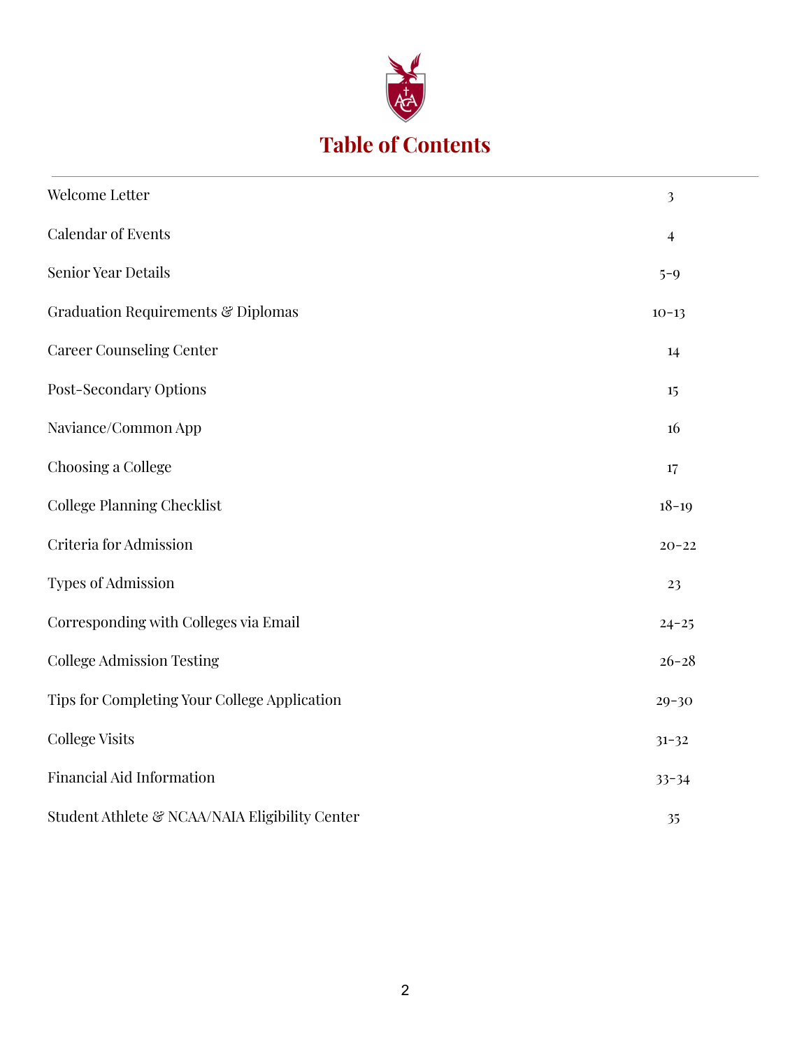# Table of Contents

| | |
|---|---|
| Welcome Letter | 3 |
| Calendar of Events | 4 |
| Senior Year Details | 5-9 |
| Graduation Requirements & Diplomas | 10-13 |
| Career Counseling Center | 14 |
| Post-Secondary Options | 15 |
| Naviance/Common App | 16 |
| Choosing a College | 17 |
| College Planning Checklist | 18-19 |
| Criteria for Admission | 20-22 |
| Types of Admission | 23 |
| Corresponding with Colleges via Email | 24-25 |
| College Admission Testing | 26-28 |
| Tips for Completing Your College Application | 29-30 |
| College Visits | 31-32 |
| Financial Aid Information | 33-34 |
| Student Athlete & NCAA/NAIA Eligibility Center | 35 |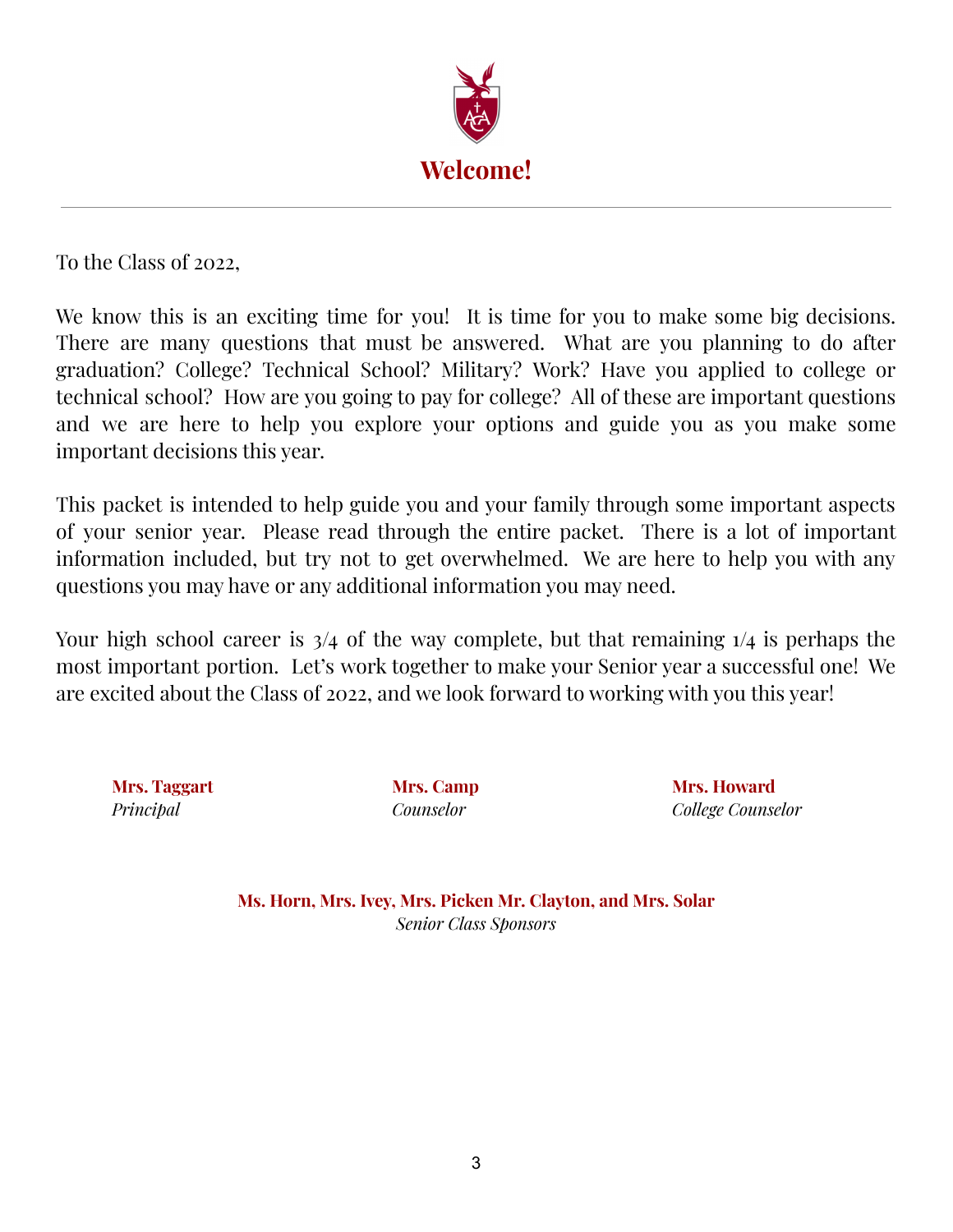# Welcome!

---

To the Class of 2022,

We know this is an exciting time for you! It is time for you to make some big decisions. There are many questions that must be answered. What are you planning to do after graduation? College? Technical School? Military? Work? Have you applied to college or technical school? How are you going to pay for college? All of these are important questions and we are here to help you explore your options and guide you as you make some important decisions this year.

This packet is intended to help guide you and your family through some important aspects of your senior year. Please read through the entire packet. There is a lot of important information included, but try not to get overwhelmed. We are here to help you with any questions you may have or any additional information you may need.

Your high school career is 3/4 of the way complete, but that remaining 1/4 is perhaps the most important portion. Let's work together to make your Senior year a successful one! We are excited about the Class of 2022, and we look forward to working with you this year!

**Mrs. Taggart**
*Principal*

**Mrs. Camp**
*Counselor*

**Mrs. Howard**
*College Counselor*

**Ms. Horn, Mrs. Ivey, Mrs. Picken Mr. Clayton, and Mrs. Solar**
*Senior Class Sponsors*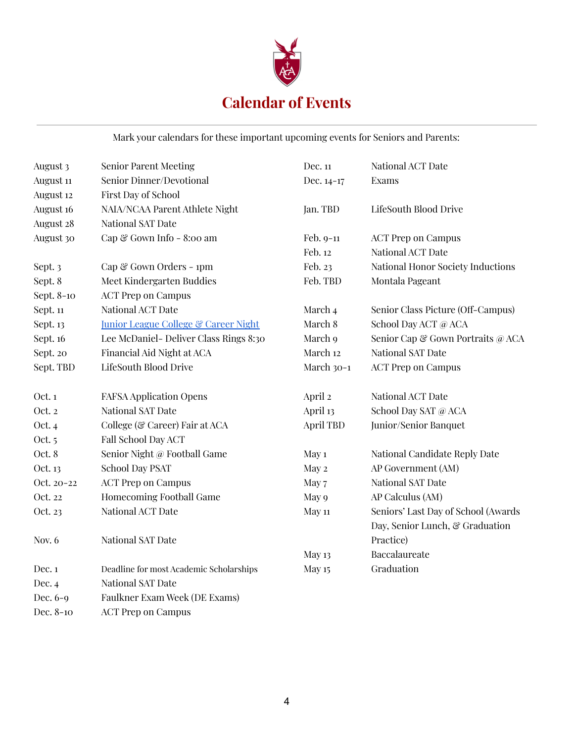# Calendar of Events

Mark your calendars for these important upcoming events for Seniors and Parents:

| Date | Event |
|---|---|
| August 3 | Senior Parent Meeting |
| August 11 | Senior Dinner/Devotional |
| August 12 | First Day of School |
| August 16 | NAIA/NCAA Parent Athlete Night |
| August 28 | National SAT Date |
| August 30 | Cap & Gown Info - 8:00 am |
| Sept. 3 | Cap & Gown Orders - 1pm |
| Sept. 8 | Meet Kindergarten Buddies |
| Sept. 8-10 | ACT Prep on Campus |
| Sept. 11 | National ACT Date |
| Sept. 13 | Junior League College & Career Night |
| Sept. 16 | Lee McDaniel- Deliver Class Rings 8:30 |
| Sept. 20 | Financial Aid Night at ACA |
| Sept. TBD | LifeSouth Blood Drive |
| Oct. 1 | FAFSA Application Opens |
| Oct. 2 | National SAT Date |
| Oct. 4 | College (& Career) Fair at ACA |
| Oct. 5 | Fall School Day ACT |
| Oct. 8 | Senior Night @ Football Game |
| Oct. 13 | School Day PSAT |
| Oct. 20-22 | ACT Prep on Campus |
| Oct. 22 | Homecoming Football Game |
| Oct. 23 | National ACT Date |
| Nov. 6 | National SAT Date |
| Dec. 1 | Deadline for most Academic Scholarships |
| Dec. 4 | National SAT Date |
| Dec. 6-9 | Faulkner Exam Week (DE Exams) |
| Dec. 8-10 | ACT Prep on Campus |
| Dec. 11 | National ACT Date |
| Dec. 14-17 | Exams |
| Jan. TBD | LifeSouth Blood Drive |
| Feb. 9-11 | ACT Prep on Campus |
| Feb. 12 | National ACT Date |
| Feb. 23 | National Honor Society Inductions |
| Feb. TBD | Montala Pageant |
| March 4 | Senior Class Picture (Off-Campus) |
| March 8 | School Day ACT @ ACA |
| March 9 | Senior Cap & Gown Portraits @ ACA |
| March 12 | National SAT Date |
| March 30-1 | ACT Prep on Campus |
| April 2 | National ACT Date |
| April 13 | School Day SAT @ ACA |
| April TBD | Junior/Senior Banquet |
| May 1 | National Candidate Reply Date |
| May 2 | AP Government (AM) |
| May 7 | National SAT Date |
| May 9 | AP Calculus (AM) |
| May 11 | Seniors' Last Day of School (Awards Day, Senior Lunch, & Graduation Practice) |
| May 13 | Baccalaureate |
| May 15 | Graduation |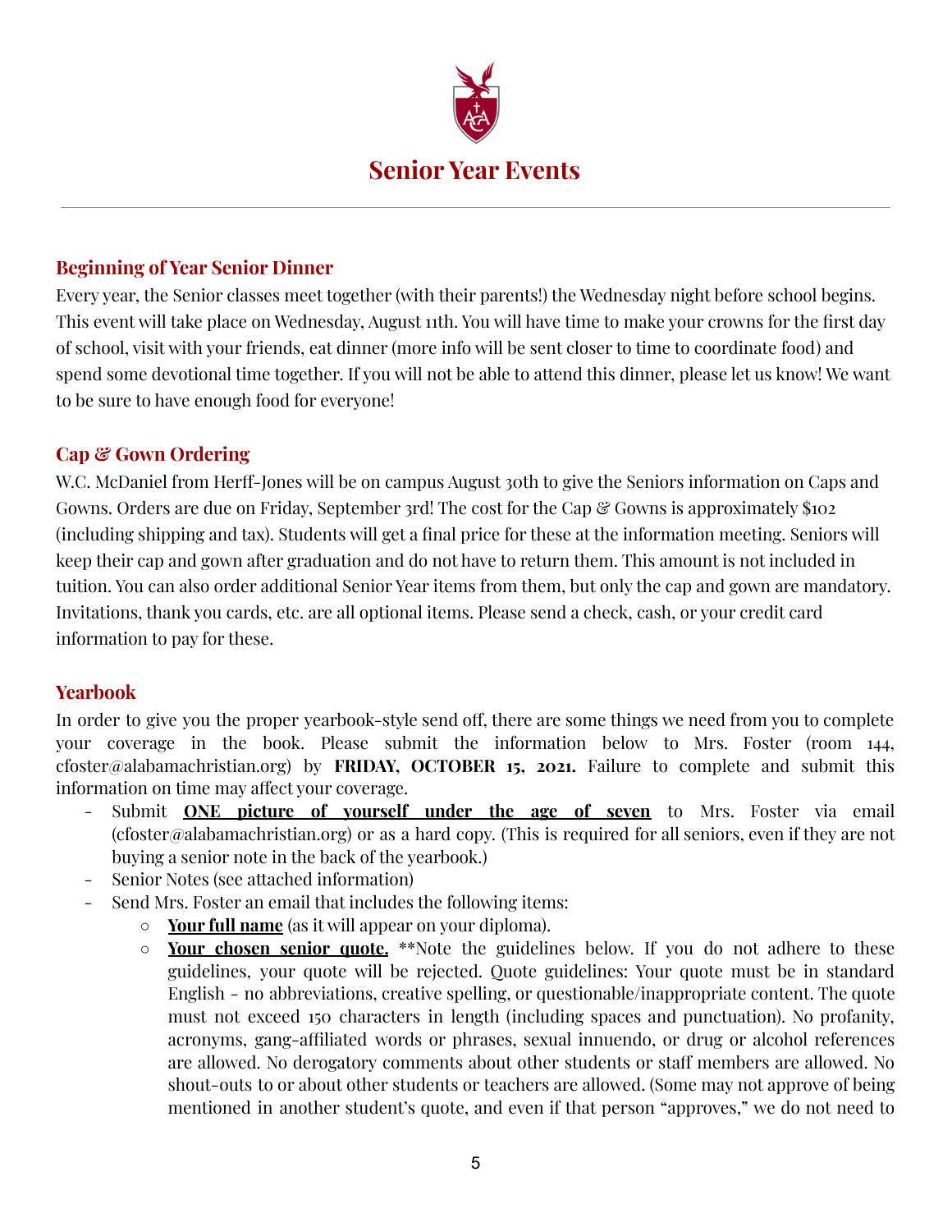# Senior Year Events

## Beginning of Year Senior Dinner

Every year, the Senior classes meet together (with their parents!) the Wednesday night before school begins. This event will take place on Wednesday, August 11th. You will have time to make your crowns for the first day of school, visit with your friends, eat dinner (more info will be sent closer to time to coordinate food) and spend some devotional time together. If you will not be able to attend this dinner, please let us know! We want to be sure to have enough food for everyone!

## Cap & Gown Ordering

W.C. McDaniel from Herff-Jones will be on campus August 30th to give the Seniors information on Caps and Gowns. Orders are due on Friday, September 3rd! The cost for the Cap & Gowns is approximately $102 (including shipping and tax). Students will get a final price for these at the information meeting. Seniors will keep their cap and gown after graduation and do not have to return them. This amount is not included in tuition. You can also order additional Senior Year items from them, but only the cap and gown are mandatory. Invitations, thank you cards, etc. are all optional items. Please send a check, cash, or your credit card information to pay for these.

## Yearbook

In order to give you the proper yearbook-style send off, there are some things we need from you to complete your coverage in the book. Please submit the information below to Mrs. Foster (room 144, cfoster@alabamachristian.org) by **FRIDAY, OCTOBER 15, 2021.** Failure to complete and submit this information on time may affect your coverage.

- Submit **<u>ONE picture of yourself under the age of seven</u>** to Mrs. Foster via email (cfoster@alabamachristian.org) or as a hard copy. (This is required for all seniors, even if they are not buying a senior note in the back of the yearbook.)
- Senior Notes (see attached information)
- Send Mrs. Foster an email that includes the following items:
    - **<u>Your full name</u>** (as it will appear on your diploma).
    - **<u>Your chosen senior quote.</u>** **Note the guidelines below. If you do not adhere to these guidelines, your quote will be rejected. Quote guidelines: Your quote must be in standard English - no abbreviations, creative spelling, or questionable/inappropriate content. The quote must not exceed 150 characters in length (including spaces and punctuation). No profanity, acronyms, gang-affiliated words or phrases, sexual innuendo, or drug or alcohol references are allowed. No derogatory comments about other students or staff members are allowed. No shout-outs to or about other students or teachers are allowed. (Some may not approve of being mentioned in another student's quote, and even if that person "approves," we do not need to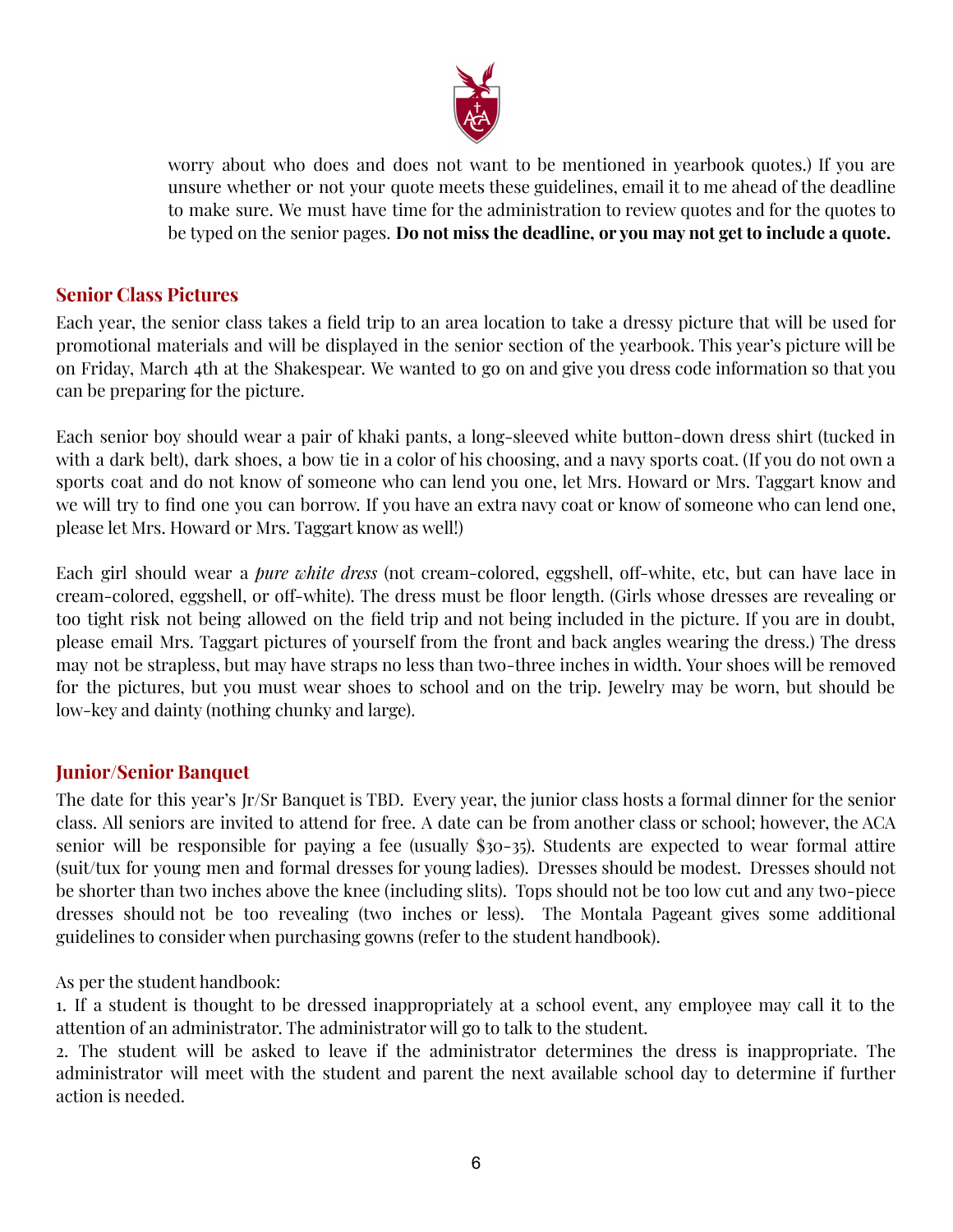worry about who does and does not want to be mentioned in yearbook quotes.) If you are unsure whether or not your quote meets these guidelines, email it to me ahead of the deadline to make sure. We must have time for the administration to review quotes and for the quotes to be typed on the senior pages. **Do not miss the deadline, or you may not get to include a quote.**

## Senior Class Pictures

Each year, the senior class takes a field trip to an area location to take a dressy picture that will be used for promotional materials and will be displayed in the senior section of the yearbook. This year's picture will be on Friday, March 4th at the Shakespear. We wanted to go on and give you dress code information so that you can be preparing for the picture.

Each senior boy should wear a pair of khaki pants, a long-sleeved white button-down dress shirt (tucked in with a dark belt), dark shoes, a bow tie in a color of his choosing, and a navy sports coat. (If you do not own a sports coat and do not know of someone who can lend you one, let Mrs. Howard or Mrs. Taggart know and we will try to find one you can borrow. If you have an extra navy coat or know of someone who can lend one, please let Mrs. Howard or Mrs. Taggart know as well!)

Each girl should wear a *pure white dress* (not cream-colored, eggshell, off-white, etc, but can have lace in cream-colored, eggshell, or off-white). The dress must be floor length. (Girls whose dresses are revealing or too tight risk not being allowed on the field trip and not being included in the picture. If you are in doubt, please email Mrs. Taggart pictures of yourself from the front and back angles wearing the dress.) The dress may not be strapless, but may have straps no less than two-three inches in width. Your shoes will be removed for the pictures, but you must wear shoes to school and on the trip. Jewelry may be worn, but should be low-key and dainty (nothing chunky and large).

## Junior/Senior Banquet

The date for this year's Jr/Sr Banquet is TBD. Every year, the junior class hosts a formal dinner for the senior class. All seniors are invited to attend for free. A date can be from another class or school; however, the ACA senior will be responsible for paying a fee (usually $30-35). Students are expected to wear formal attire (suit/tux for young men and formal dresses for young ladies). Dresses should be modest. Dresses should not be shorter than two inches above the knee (including slits). Tops should not be too low cut and any two-piece dresses should not be too revealing (two inches or less). The Montala Pageant gives some additional guidelines to consider when purchasing gowns (refer to the student handbook).

As per the student handbook:

1. If a student is thought to be dressed inappropriately at a school event, any employee may call it to the attention of an administrator. The administrator will go to talk to the student.
2. The student will be asked to leave if the administrator determines the dress is inappropriate. The administrator will meet with the student and parent the next available school day to determine if further action is needed.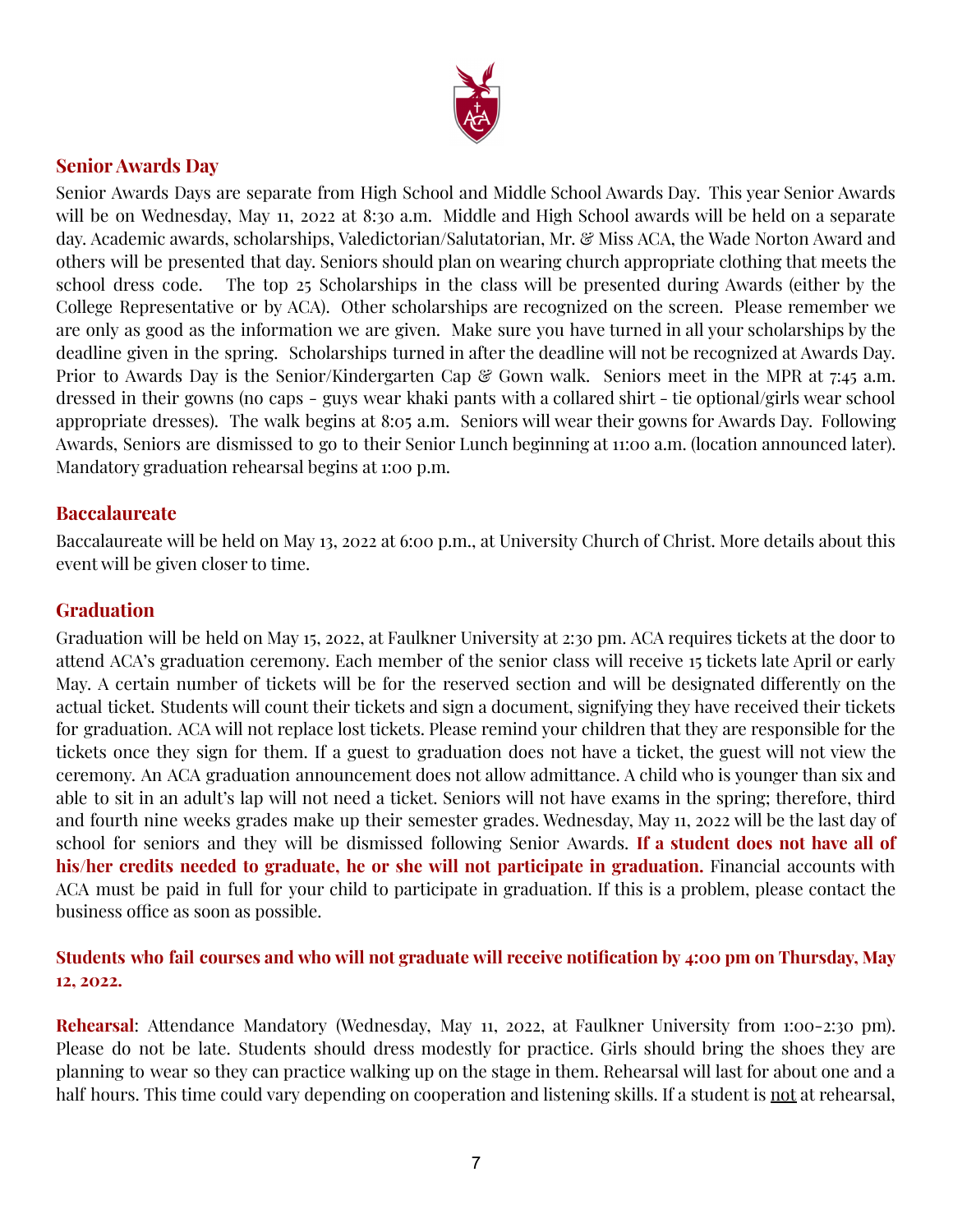## Senior Awards Day

Senior Awards Days are separate from High School and Middle School Awards Day. This year Senior Awards will be on Wednesday, May 11, 2022 at 8:30 a.m. Middle and High School awards will be held on a separate day. Academic awards, scholarships, Valedictorian/Salutatorian, Mr. & Miss ACA, the Wade Norton Award and others will be presented that day. Seniors should plan on wearing church appropriate clothing that meets the school dress code. The top 25 Scholarships in the class will be presented during Awards (either by the College Representative or by ACA). Other scholarships are recognized on the screen. Please remember we are only as good as the information we are given. Make sure you have turned in all your scholarships by the deadline given in the spring. Scholarships turned in after the deadline will not be recognized at Awards Day. Prior to Awards Day is the Senior/Kindergarten Cap & Gown walk. Seniors meet in the MPR at 7:45 a.m. dressed in their gowns (no caps - guys wear khaki pants with a collared shirt - tie optional/girls wear school appropriate dresses). The walk begins at 8:05 a.m. Seniors will wear their gowns for Awards Day. Following Awards, Seniors are dismissed to go to their Senior Lunch beginning at 11:00 a.m. (location announced later). Mandatory graduation rehearsal begins at 1:00 p.m.

## Baccalaureate

Baccalaureate will be held on May 13, 2022 at 6:00 p.m., at University Church of Christ. More details about this event will be given closer to time.

## Graduation

Graduation will be held on May 15, 2022, at Faulkner University at 2:30 pm. ACA requires tickets at the door to attend ACA's graduation ceremony. Each member of the senior class will receive 15 tickets late April or early May. A certain number of tickets will be for the reserved section and will be designated differently on the actual ticket. Students will count their tickets and sign a document, signifying they have received their tickets for graduation. ACA will not replace lost tickets. Please remind your children that they are responsible for the tickets once they sign for them. If a guest to graduation does not have a ticket, the guest will not view the ceremony. An ACA graduation announcement does not allow admittance. A child who is younger than six and able to sit in an adult's lap will not need a ticket. Seniors will not have exams in the spring; therefore, third and fourth nine weeks grades make up their semester grades. Wednesday, May 11, 2022 will be the last day of school for seniors and they will be dismissed following Senior Awards. **If a student does not have all of his/her credits needed to graduate, he or she will not participate in graduation.** Financial accounts with ACA must be paid in full for your child to participate in graduation. If this is a problem, please contact the business office as soon as possible.

**Students who fail courses and who will not graduate will receive notification by 4:00 pm on Thursday, May 12, 2022.**

**Rehearsal**: Attendance Mandatory (Wednesday, May 11, 2022, at Faulkner University from 1:00-2:30 pm). Please do not be late. Students should dress modestly for practice. Girls should bring the shoes they are planning to wear so they can practice walking up on the stage in them. Rehearsal will last for about one and a half hours. This time could vary depending on cooperation and listening skills. If a student is <u>not</u> at rehearsal,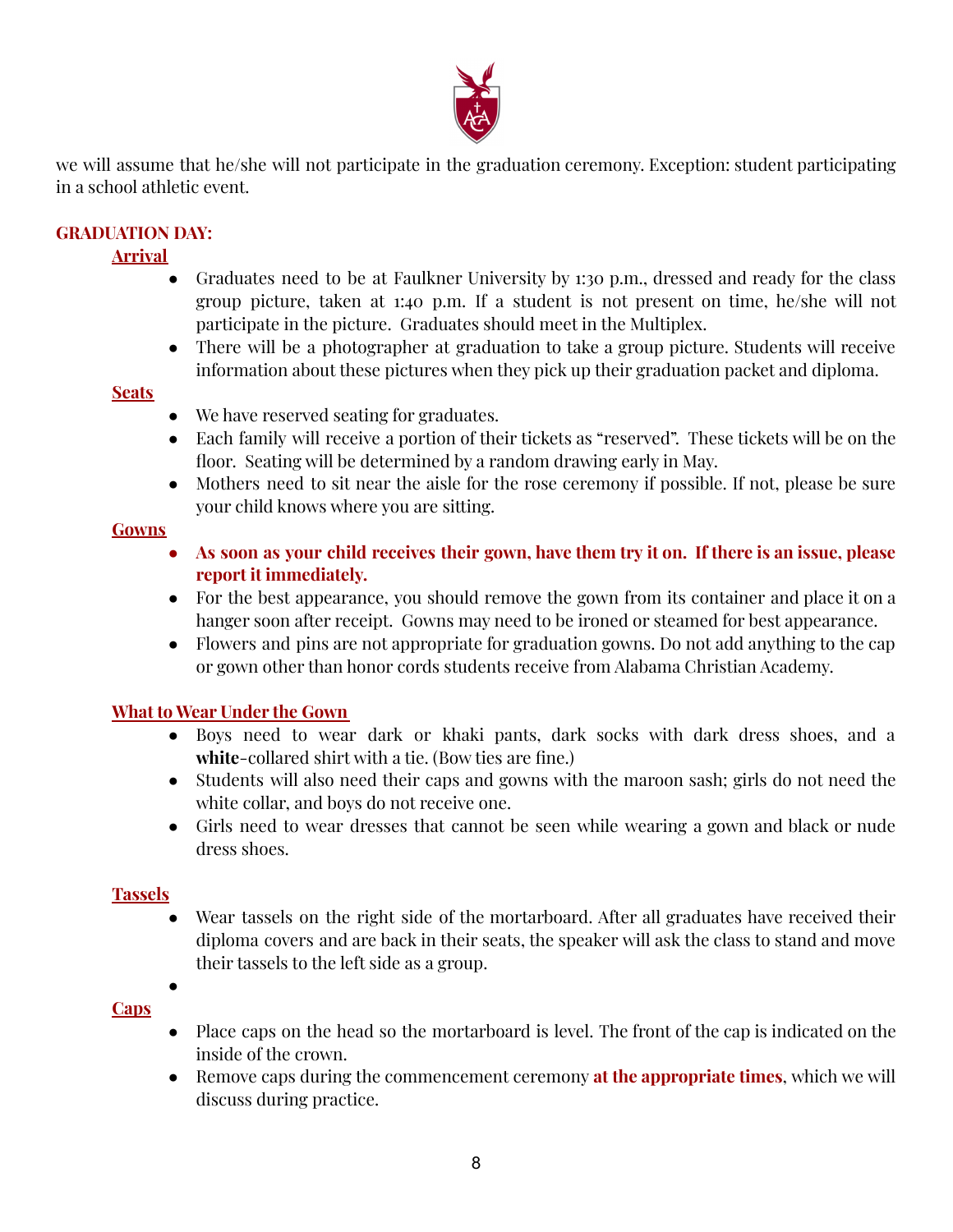we will assume that he/she will not participate in the graduation ceremony. Exception: student participating in a school athletic event.

## GRADUATION DAY:

### Arrival

- Graduates need to be at Faulkner University by 1:30 p.m., dressed and ready for the class group picture, taken at 1:40 p.m. If a student is not present on time, he/she will not participate in the picture. Graduates should meet in the Multiplex.
- There will be a photographer at graduation to take a group picture. Students will receive information about these pictures when they pick up their graduation packet and diploma.

### Seats

- We have reserved seating for graduates.
- Each family will receive a portion of their tickets as "reserved". These tickets will be on the floor. Seating will be determined by a random drawing early in May.
- Mothers need to sit near the aisle for the rose ceremony if possible. If not, please be sure your child knows where you are sitting.

### Gowns

- **As soon as your child receives their gown, have them try it on. If there is an issue, please report it immediately.**
- For the best appearance, you should remove the gown from its container and place it on a hanger soon after receipt. Gowns may need to be ironed or steamed for best appearance.
- Flowers and pins are not appropriate for graduation gowns. Do not add anything to the cap or gown other than honor cords students receive from Alabama Christian Academy.

### What to Wear Under the Gown

- Boys need to wear dark or khaki pants, dark socks with dark dress shoes, and a **white**-collared shirt with a tie. (Bow ties are fine.)
- Students will also need their caps and gowns with the maroon sash; girls do not need the white collar, and boys do not receive one.
- Girls need to wear dresses that cannot be seen while wearing a gown and black or nude dress shoes.

### Tassels

- Wear tassels on the right side of the mortarboard. After all graduates have received their diploma covers and are back in their seats, the speaker will ask the class to stand and move their tassels to the left side as a group.

### Caps

- Place caps on the head so the mortarboard is level. The front of the cap is indicated on the inside of the crown.
- Remove caps during the commencement ceremony **at the appropriate times**, which we will discuss during practice.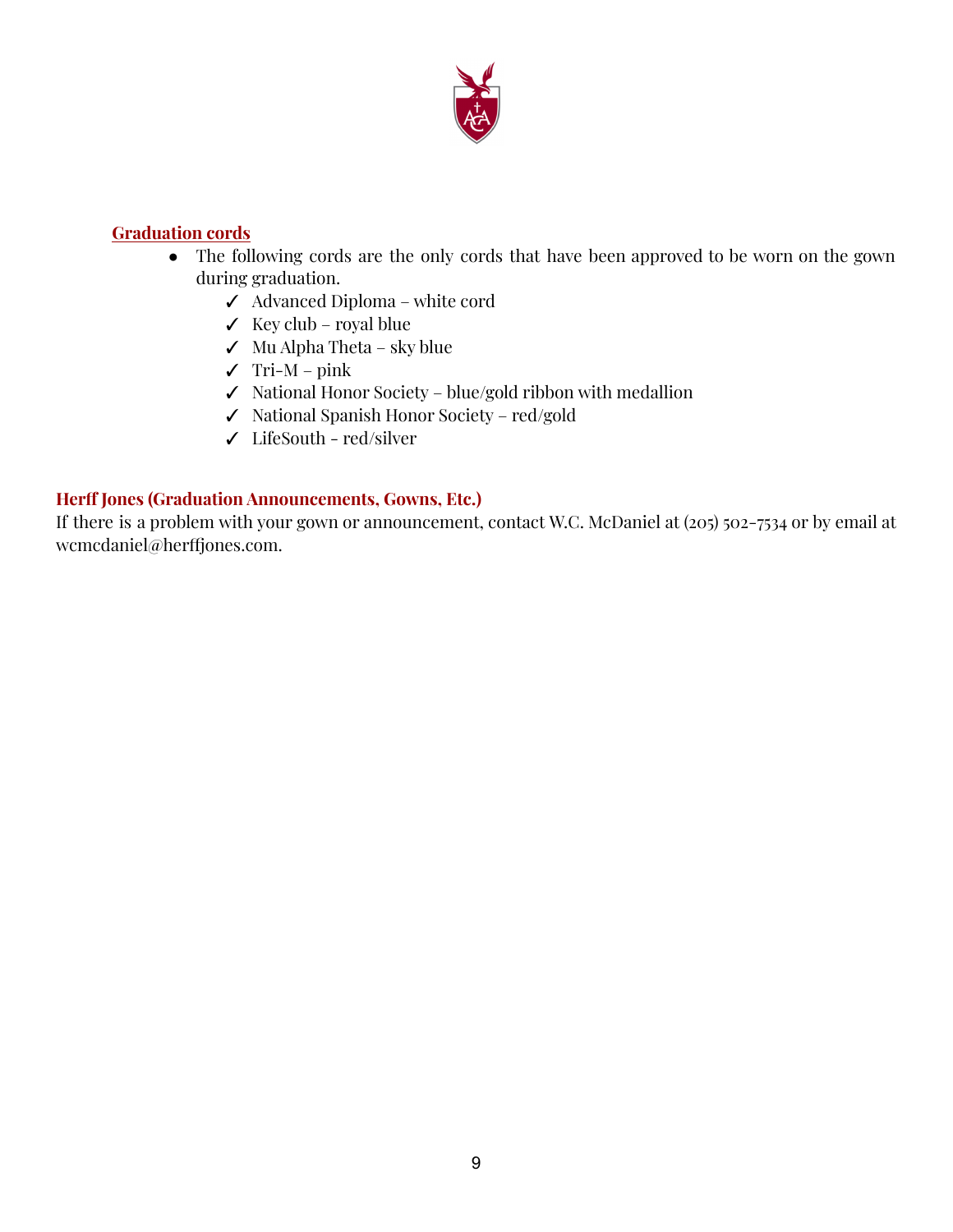## Graduation cords

- The following cords are the only cords that have been approved to be worn on the gown during graduation.
  - ✓ Advanced Diploma – white cord
  - ✓ Key club – royal blue
  - ✓ Mu Alpha Theta – sky blue
  - ✓ Tri-M – pink
  - ✓ National Honor Society – blue/gold ribbon with medallion
  - ✓ National Spanish Honor Society – red/gold
  - ✓ LifeSouth - red/silver

## Herff Jones (Graduation Announcements, Gowns, Etc.)

If there is a problem with your gown or announcement, contact W.C. McDaniel at (205) 502-7534 or by email at wcmcdaniel@herffjones.com.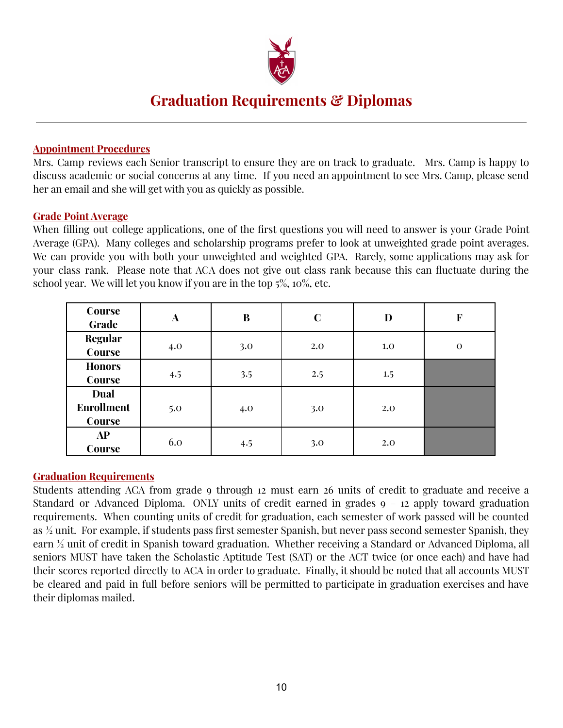# Graduation Requirements & Diplomas

## Appointment Procedures

Mrs. Camp reviews each Senior transcript to ensure they are on track to graduate. Mrs. Camp is happy to discuss academic or social concerns at any time. If you need an appointment to see Mrs. Camp, please send her an email and she will get with you as quickly as possible.

## Grade Point Average

When filling out college applications, one of the first questions you will need to answer is your Grade Point Average (GPA). Many colleges and scholarship programs prefer to look at unweighted grade point averages. We can provide you with both your unweighted and weighted GPA. Rarely, some applications may ask for your class rank. Please note that ACA does not give out class rank because this can fluctuate during the school year. We will let you know if you are in the top 5%, 10%, etc.

| Course Grade | A | B | C | D | F |
|---|---|---|---|---|---|
| Regular Course | 4.0 | 3.0 | 2.0 | 1.0 | 0 |
| Honors Course | 4.5 | 3.5 | 2.5 | 1.5 | |
| Dual Enrollment Course | 5.0 | 4.0 | 3.0 | 2.0 | |
| AP Course | 6.0 | 4.5 | 3.0 | 2.0 | |

## Graduation Requirements

Students attending ACA from grade 9 through 12 must earn 26 units of credit to graduate and receive a Standard or Advanced Diploma. ONLY units of credit earned in grades 9 – 12 apply toward graduation requirements. When counting units of credit for graduation, each semester of work passed will be counted as ½ unit. For example, if students pass first semester Spanish, but never pass second semester Spanish, they earn ½ unit of credit in Spanish toward graduation. Whether receiving a Standard or Advanced Diploma, all seniors MUST have taken the Scholastic Aptitude Test (SAT) or the ACT twice (or once each) and have had their scores reported directly to ACA in order to graduate. Finally, it should be noted that all accounts MUST be cleared and paid in full before seniors will be permitted to participate in graduation exercises and have their diplomas mailed.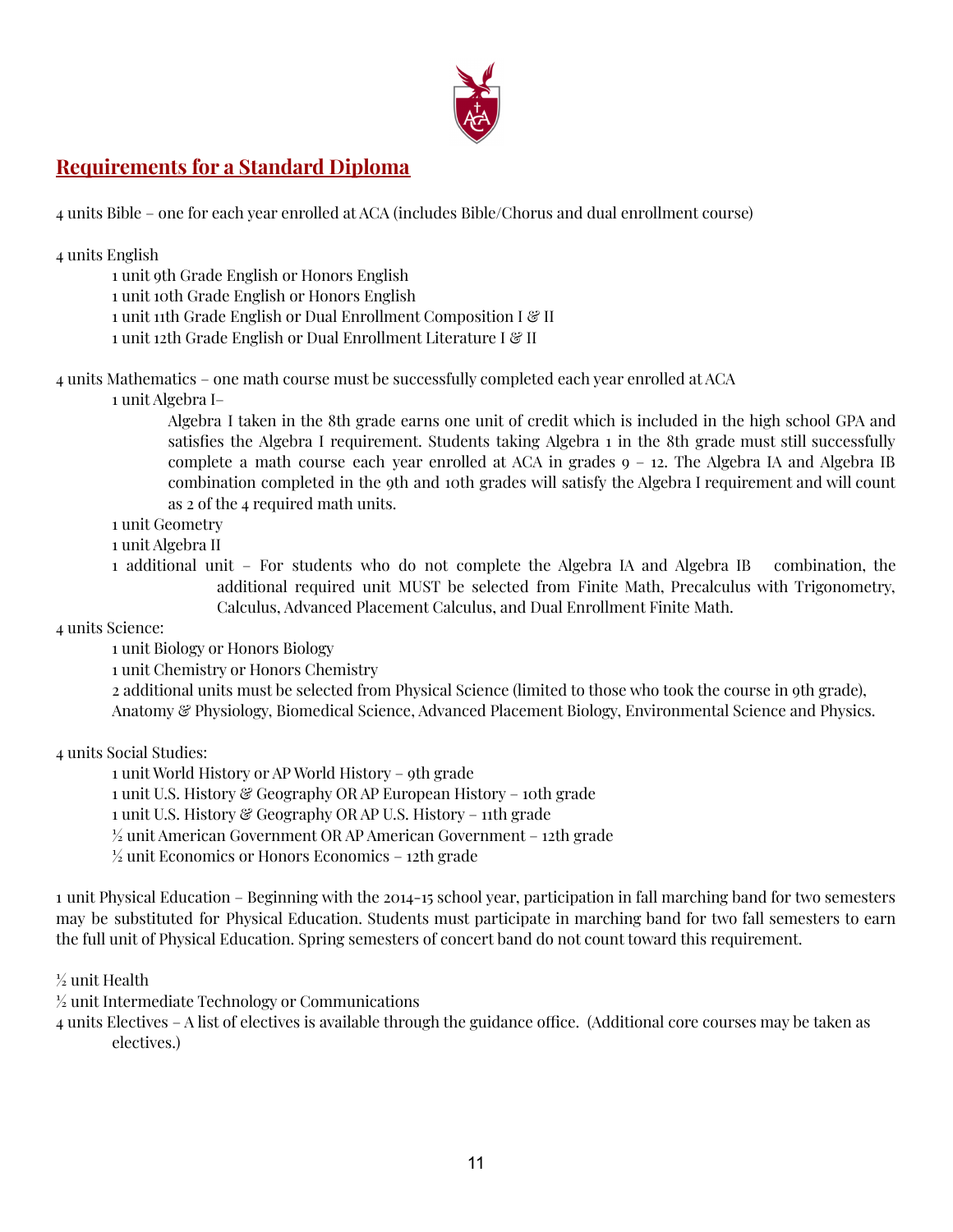## Requirements for a Standard Diploma

4 units Bible – one for each year enrolled at ACA (includes Bible/Chorus and dual enrollment course)

4 units English

- 1 unit 9th Grade English or Honors English
- 1 unit 10th Grade English or Honors English
- 1 unit 11th Grade English or Dual Enrollment Composition I & II
- 1 unit 12th Grade English or Dual Enrollment Literature I & II

4 units Mathematics – one math course must be successfully completed each year enrolled at ACA

- 1 unit Algebra I–
  - Algebra I taken in the 8th grade earns one unit of credit which is included in the high school GPA and satisfies the Algebra I requirement. Students taking Algebra 1 in the 8th grade must still successfully complete a math course each year enrolled at ACA in grades 9 – 12. The Algebra IA and Algebra IB combination completed in the 9th and 10th grades will satisfy the Algebra I requirement and will count as 2 of the 4 required math units.
- 1 unit Geometry
- 1 unit Algebra II
- 1 additional unit – For students who do not complete the Algebra IA and Algebra IB combination, the additional required unit MUST be selected from Finite Math, Precalculus with Trigonometry, Calculus, Advanced Placement Calculus, and Dual Enrollment Finite Math.

4 units Science:

- 1 unit Biology or Honors Biology
- 1 unit Chemistry or Honors Chemistry
- 2 additional units must be selected from Physical Science (limited to those who took the course in 9th grade), Anatomy & Physiology, Biomedical Science, Advanced Placement Biology, Environmental Science and Physics.

4 units Social Studies:

- 1 unit World History or AP World History – 9th grade
- 1 unit U.S. History & Geography OR AP European History – 10th grade
- 1 unit U.S. History & Geography OR AP U.S. History – 11th grade
- ½ unit American Government OR AP American Government – 12th grade
- ½ unit Economics or Honors Economics – 12th grade

1 unit Physical Education – Beginning with the 2014-15 school year, participation in fall marching band for two semesters may be substituted for Physical Education. Students must participate in marching band for two fall semesters to earn the full unit of Physical Education. Spring semesters of concert band do not count toward this requirement.

½ unit Health

½ unit Intermediate Technology or Communications

4 units Electives – A list of electives is available through the guidance office. (Additional core courses may be taken as electives.)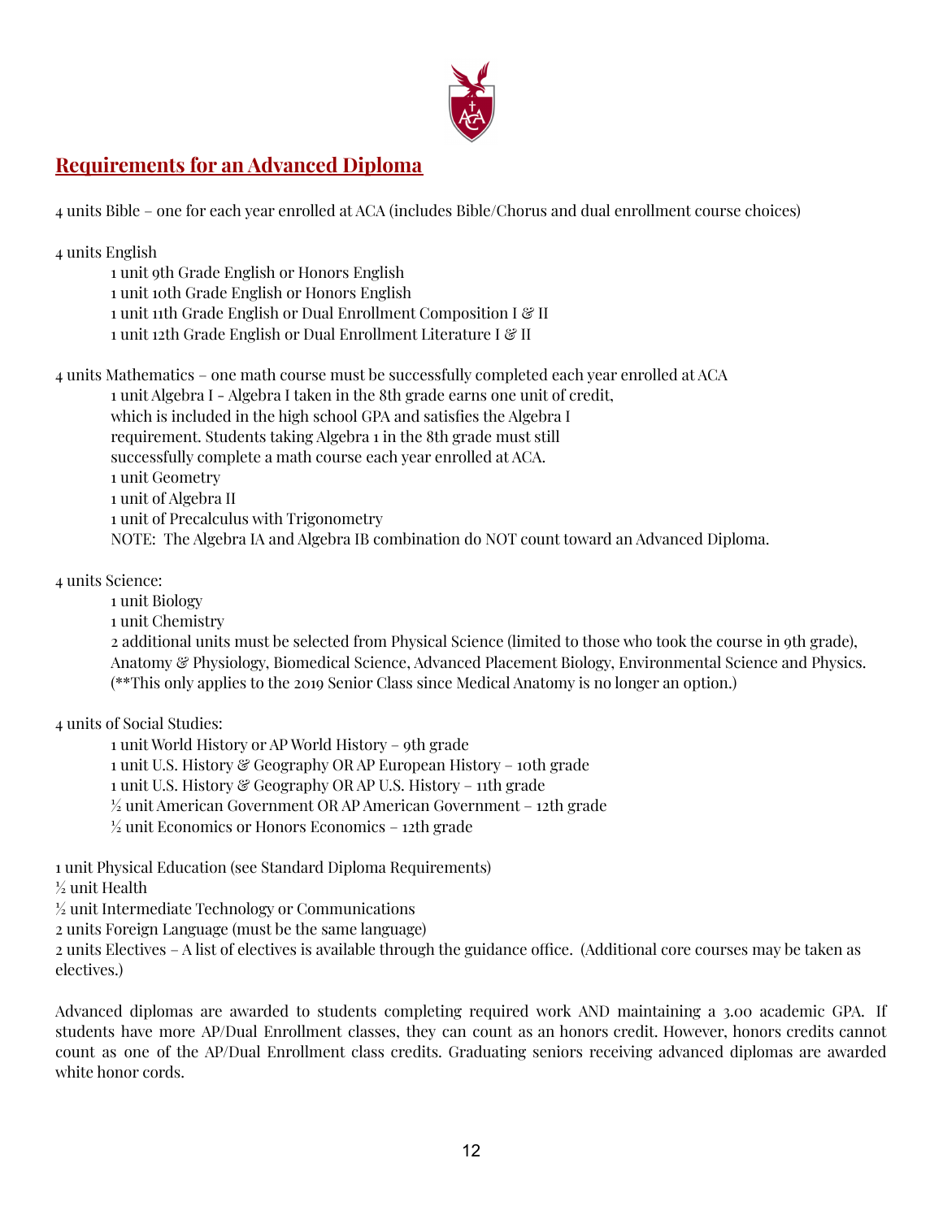## Requirements for an Advanced Diploma

4 units Bible – one for each year enrolled at ACA (includes Bible/Chorus and dual enrollment course choices)

4 units English
- 1 unit 9th Grade English or Honors English
- 1 unit 10th Grade English or Honors English
- 1 unit 11th Grade English or Dual Enrollment Composition I & II
- 1 unit 12th Grade English or Dual Enrollment Literature I & II

4 units Mathematics – one math course must be successfully completed each year enrolled at ACA
- 1 unit Algebra I - Algebra I taken in the 8th grade earns one unit of credit, which is included in the high school GPA and satisfies the Algebra I requirement. Students taking Algebra 1 in the 8th grade must still successfully complete a math course each year enrolled at ACA.
- 1 unit Geometry
- 1 unit of Algebra II
- 1 unit of Precalculus with Trigonometry
- NOTE: The Algebra IA and Algebra IB combination do NOT count toward an Advanced Diploma.

4 units Science:
- 1 unit Biology
- 1 unit Chemistry
- 2 additional units must be selected from Physical Science (limited to those who took the course in 9th grade), Anatomy & Physiology, Biomedical Science, Advanced Placement Biology, Environmental Science and Physics. (**This only applies to the 2019 Senior Class since Medical Anatomy is no longer an option.)

4 units of Social Studies:
- 1 unit World History or AP World History – 9th grade
- 1 unit U.S. History & Geography OR AP European History – 10th grade
- 1 unit U.S. History & Geography OR AP U.S. History – 11th grade
- ½ unit American Government OR AP American Government – 12th grade
- ½ unit Economics or Honors Economics – 12th grade

1 unit Physical Education (see Standard Diploma Requirements)
½ unit Health
½ unit Intermediate Technology or Communications
2 units Foreign Language (must be the same language)
2 units Electives – A list of electives is available through the guidance office. (Additional core courses may be taken as electives.)

Advanced diplomas are awarded to students completing required work AND maintaining a 3.00 academic GPA. If students have more AP/Dual Enrollment classes, they can count as an honors credit. However, honors credits cannot count as one of the AP/Dual Enrollment class credits. Graduating seniors receiving advanced diplomas are awarded white honor cords.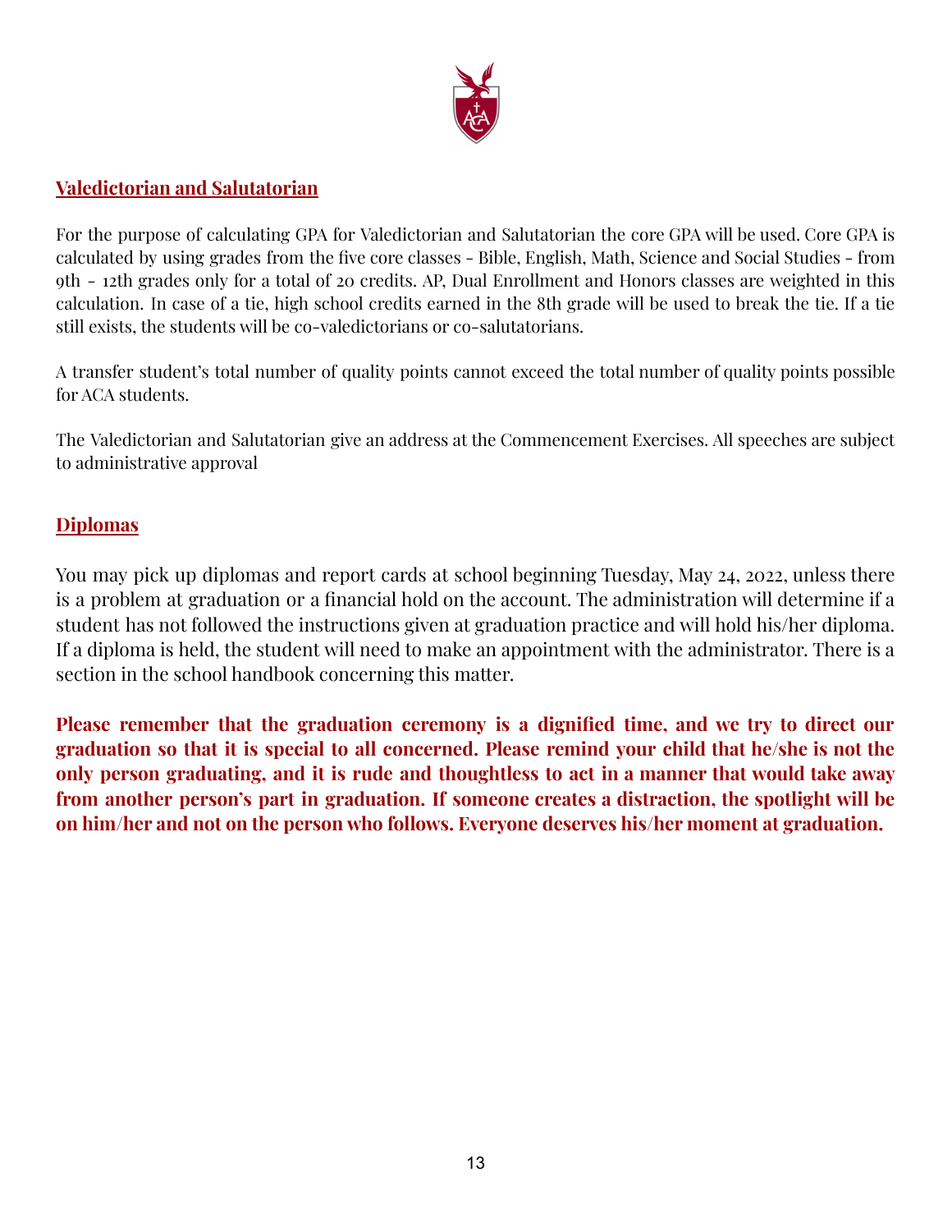## Valedictorian and Salutatorian

For the purpose of calculating GPA for Valedictorian and Salutatorian the core GPA will be used. Core GPA is calculated by using grades from the five core classes - Bible, English, Math, Science and Social Studies - from 9th - 12th grades only for a total of 20 credits. AP, Dual Enrollment and Honors classes are weighted in this calculation. In case of a tie, high school credits earned in the 8th grade will be used to break the tie. If a tie still exists, the students will be co-valedictorians or co-salutatorians.

A transfer student's total number of quality points cannot exceed the total number of quality points possible for ACA students.

The Valedictorian and Salutatorian give an address at the Commencement Exercises. All speeches are subject to administrative approval

## Diplomas

You may pick up diplomas and report cards at school beginning Tuesday, May 24, 2022, unless there is a problem at graduation or a financial hold on the account. The administration will determine if a student has not followed the instructions given at graduation practice and will hold his/her diploma. If a diploma is held, the student will need to make an appointment with the administrator. There is a section in the school handbook concerning this matter.

**Please remember that the graduation ceremony is a dignified time, and we try to direct our graduation so that it is special to all concerned. Please remind your child that he/she is not the only person graduating, and it is rude and thoughtless to act in a manner that would take away from another person's part in graduation. If someone creates a distraction, the spotlight will be on him/her and not on the person who follows. Everyone deserves his/her moment at graduation.**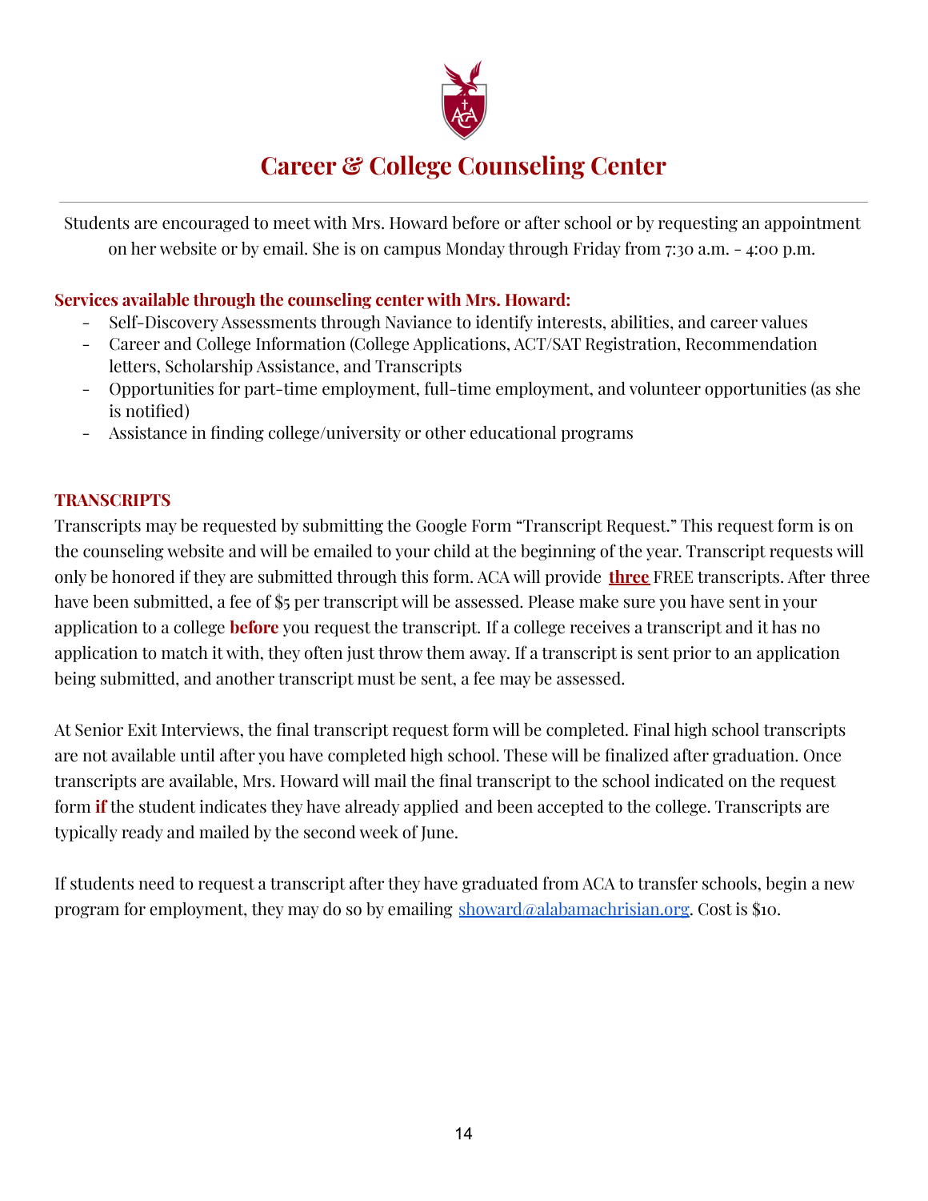# Career & College Counseling Center

Students are encouraged to meet with Mrs. Howard before or after school or by requesting an appointment on her website or by email. She is on campus Monday through Friday from 7:30 a.m. - 4:00 p.m.

**Services available through the counseling center with Mrs. Howard:**

- Self-Discovery Assessments through Naviance to identify interests, abilities, and career values
- Career and College Information (College Applications, ACT/SAT Registration, Recommendation letters, Scholarship Assistance, and Transcripts
- Opportunities for part-time employment, full-time employment, and volunteer opportunities (as she is notified)
- Assistance in finding college/university or other educational programs

**TRANSCRIPTS**

Transcripts may be requested by submitting the Google Form "Transcript Request." This request form is on the counseling website and will be emailed to your child at the beginning of the year. Transcript requests will only be honored if they are submitted through this form. ACA will provide **three** FREE transcripts. After three have been submitted, a fee of $5 per transcript will be assessed. Please make sure you have sent in your application to a college **before** you request the transcript. If a college receives a transcript and it has no application to match it with, they often just throw them away. If a transcript is sent prior to an application being submitted, and another transcript must be sent, a fee may be assessed.

At Senior Exit Interviews, the final transcript request form will be completed. Final high school transcripts are not available until after you have completed high school. These will be finalized after graduation. Once transcripts are available, Mrs. Howard will mail the final transcript to the school indicated on the request form **if** the student indicates they have already applied and been accepted to the college. Transcripts are typically ready and mailed by the second week of June.

If students need to request a transcript after they have graduated from ACA to transfer schools, begin a new program for employment, they may do so by emailing showard@alabamachrisian.org. Cost is $10.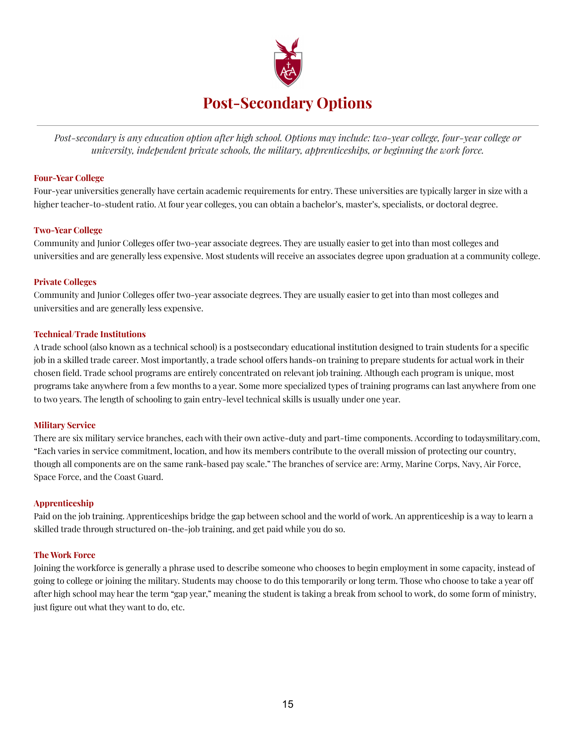# Post-Secondary Options

*Post-secondary is any education option after high school. Options may include: two-year college, four-year college or university, independent private schools, the military, apprenticeships, or beginning the work force.*

### Four-Year College

Four-year universities generally have certain academic requirements for entry. These universities are typically larger in size with a higher teacher-to-student ratio. At four year colleges, you can obtain a bachelor's, master's, specialists, or doctoral degree.

### Two-Year College

Community and Junior Colleges offer two-year associate degrees. They are usually easier to get into than most colleges and universities and are generally less expensive. Most students will receive an associates degree upon graduation at a community college.

### Private Colleges

Community and Junior Colleges offer two-year associate degrees. They are usually easier to get into than most colleges and universities and are generally less expensive.

### Technical/Trade Institutions

A trade school (also known as a technical school) is a postsecondary educational institution designed to train students for a specific job in a skilled trade career. Most importantly, a trade school offers hands-on training to prepare students for actual work in their chosen field. Trade school programs are entirely concentrated on relevant job training. Although each program is unique, most programs take anywhere from a few months to a year. Some more specialized types of training programs can last anywhere from one to two years. The length of schooling to gain entry-level technical skills is usually under one year.

### Military Service

There are six military service branches, each with their own active-duty and part-time components. According to todaysmilitary.com, "Each varies in service commitment, location, and how its members contribute to the overall mission of protecting our country, though all components are on the same rank-based pay scale." The branches of service are: Army, Marine Corps, Navy, Air Force, Space Force, and the Coast Guard.

### Apprenticeship

Paid on the job training. Apprenticeships bridge the gap between school and the world of work. An apprenticeship is a way to learn a skilled trade through structured on-the-job training, and get paid while you do so.

### The Work Force

Joining the workforce is generally a phrase used to describe someone who chooses to begin employment in some capacity, instead of going to college or joining the military. Students may choose to do this temporarily or long term. Those who choose to take a year off after high school may hear the term "gap year," meaning the student is taking a break from school to work, do some form of ministry, just figure out what they want to do, etc.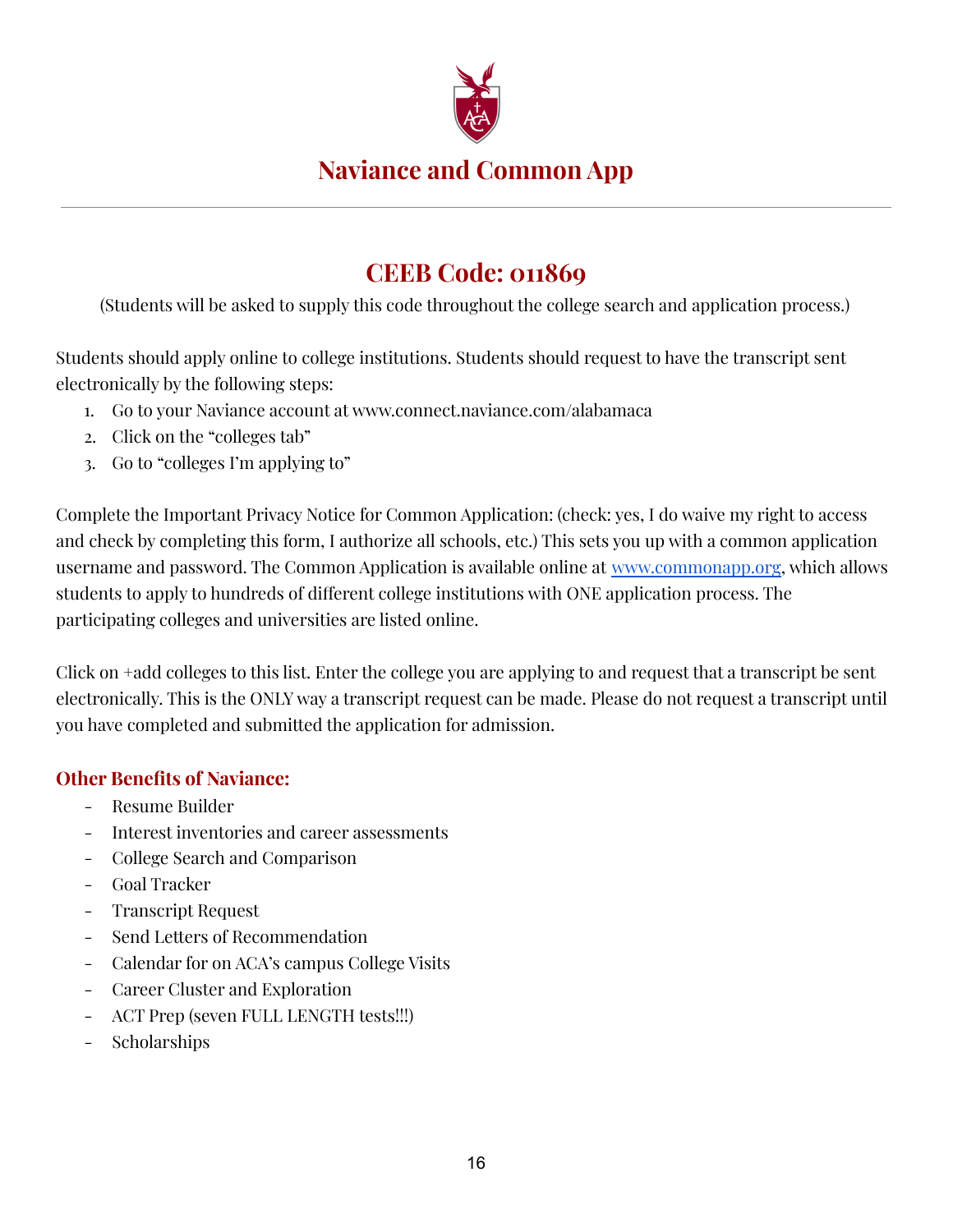# Naviance and Common App

## CEEB Code: 011869

(Students will be asked to supply this code throughout the college search and application process.)

Students should apply online to college institutions. Students should request to have the transcript sent electronically by the following steps:

1. Go to your Naviance account at www.connect.naviance.com/alabamaca
2. Click on the "colleges tab"
3. Go to "colleges I'm applying to"

Complete the Important Privacy Notice for Common Application: (check: yes, I do waive my right to access and check by completing this form, I authorize all schools, etc.) This sets you up with a common application username and password. The Common Application is available online at [www.commonapp.org](http://www.commonapp.org), which allows students to apply to hundreds of different college institutions with ONE application process. The participating colleges and universities are listed online.

Click on +add colleges to this list. Enter the college you are applying to and request that a transcript be sent electronically. This is the ONLY way a transcript request can be made. Please do not request a transcript until you have completed and submitted the application for admission.

### Other Benefits of Naviance:

- Resume Builder
- Interest inventories and career assessments
- College Search and Comparison
- Goal Tracker
- Transcript Request
- Send Letters of Recommendation
- Calendar for on ACA's campus College Visits
- Career Cluster and Exploration
- ACT Prep (seven FULL LENGTH tests!!!)
- Scholarships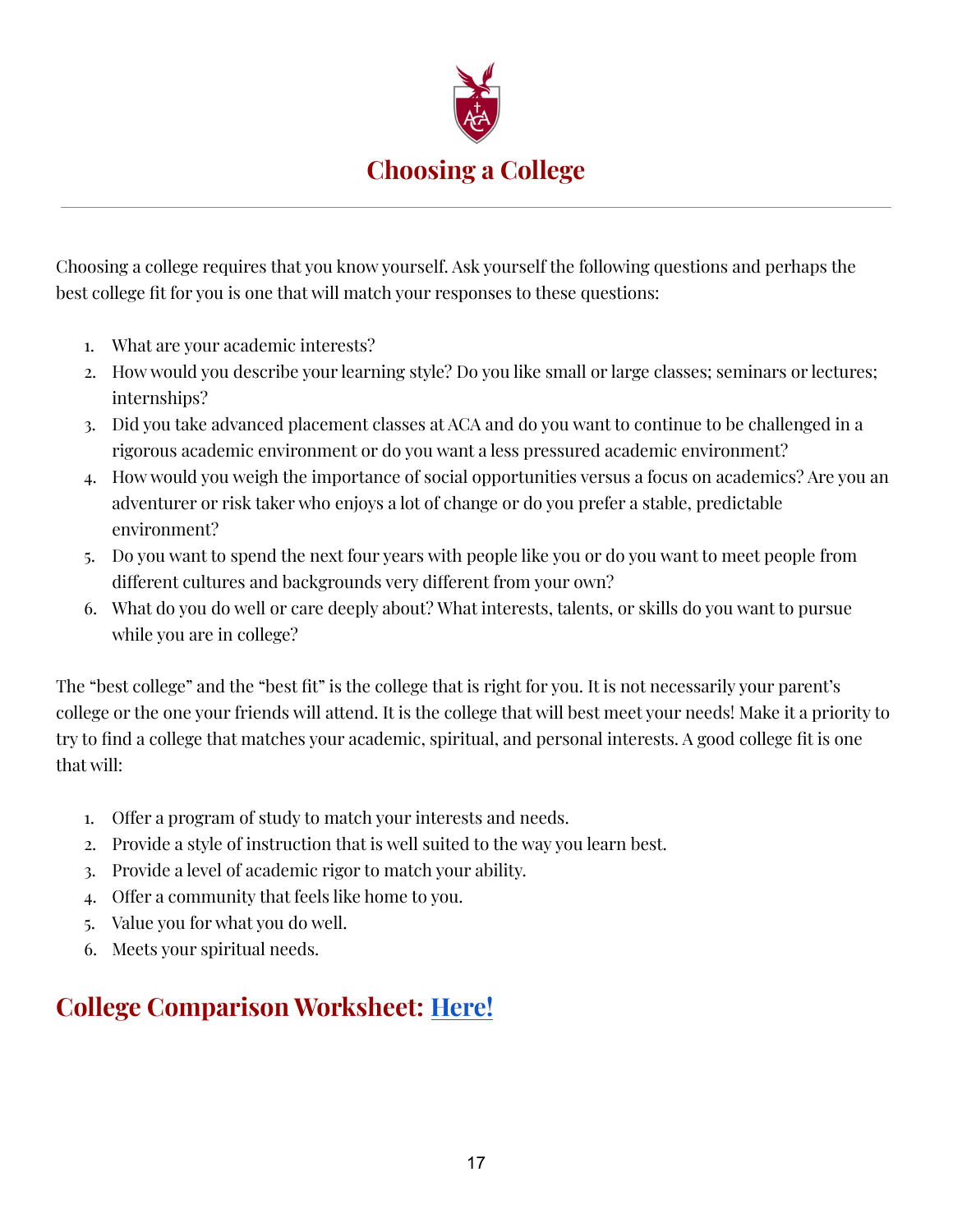# Choosing a College

Choosing a college requires that you know yourself. Ask yourself the following questions and perhaps the best college fit for you is one that will match your responses to these questions:

1. What are your academic interests?
2. How would you describe your learning style? Do you like small or large classes; seminars or lectures; internships?
3. Did you take advanced placement classes at ACA and do you want to continue to be challenged in a rigorous academic environment or do you want a less pressured academic environment?
4. How would you weigh the importance of social opportunities versus a focus on academics? Are you an adventurer or risk taker who enjoys a lot of change or do you prefer a stable, predictable environment?
5. Do you want to spend the next four years with people like you or do you want to meet people from different cultures and backgrounds very different from your own?
6. What do you do well or care deeply about? What interests, talents, or skills do you want to pursue while you are in college?

The "best college" and the "best fit" is the college that is right for you. It is not necessarily your parent's college or the one your friends will attend. It is the college that will best meet your needs! Make it a priority to try to find a college that matches your academic, spiritual, and personal interests. A good college fit is one that will:

1. Offer a program of study to match your interests and needs.
2. Provide a style of instruction that is well suited to the way you learn best.
3. Provide a level of academic rigor to match your ability.
4. Offer a community that feels like home to you.
5. Value you for what you do well.
6. Meets your spiritual needs.

## College Comparison Worksheet: Here!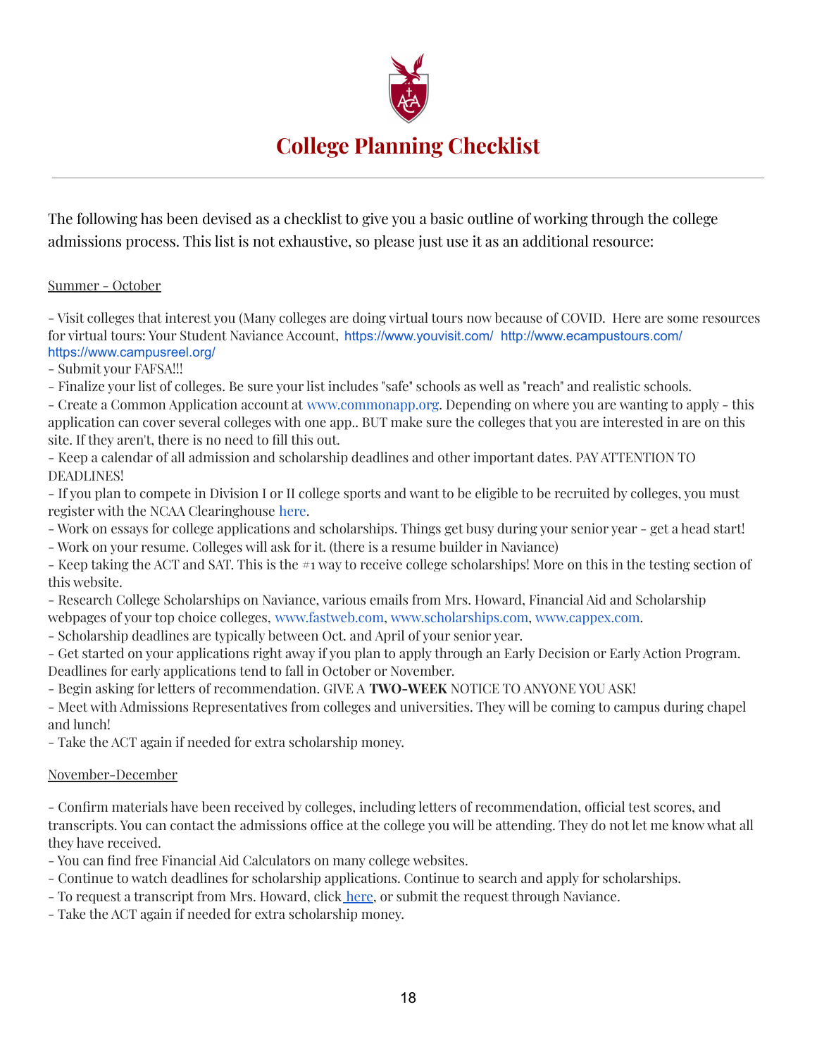# College Planning Checklist

The following has been devised as a checklist to give you a basic outline of working through the college admissions process. This list is not exhaustive, so please just use it as an additional resource:

Summer - October

- Visit colleges that interest you (Many colleges are doing virtual tours now because of COVID. Here are some resources for virtual tours: Your Student Naviance Account, https://www.youvisit.com/ http://www.ecampustours.com/ https://www.campusreel.org/
- Submit your FAFSA!!!
- Finalize your list of colleges. Be sure your list includes "safe" schools as well as "reach" and realistic schools.
- Create a Common Application account at www.commonapp.org. Depending on where you are wanting to apply - this application can cover several colleges with one app.. BUT make sure the colleges that you are interested in are on this site. If they aren't, there is no need to fill this out.
- Keep a calendar of all admission and scholarship deadlines and other important dates. PAY ATTENTION TO DEADLINES!
- If you plan to compete in Division I or II college sports and want to be eligible to be recruited by colleges, you must register with the NCAA Clearinghouse here.
- Work on essays for college applications and scholarships. Things get busy during your senior year - get a head start!
- Work on your resume. Colleges will ask for it. (there is a resume builder in Naviance)
- Keep taking the ACT and SAT. This is the #1 way to receive college scholarships! More on this in the testing section of this website.
- Research College Scholarships on Naviance, various emails from Mrs. Howard, Financial Aid and Scholarship webpages of your top choice colleges, www.fastweb.com, www.scholarships.com, www.cappex.com.
- Scholarship deadlines are typically between Oct. and April of your senior year.
- Get started on your applications right away if you plan to apply through an Early Decision or Early Action Program. Deadlines for early applications tend to fall in October or November.
- Begin asking for letters of recommendation. GIVE A **TWO-WEEK** NOTICE TO ANYONE YOU ASK!
- Meet with Admissions Representatives from colleges and universities. They will be coming to campus during chapel and lunch!
- Take the ACT again if needed for extra scholarship money.

November-December

- Confirm materials have been received by colleges, including letters of recommendation, official test scores, and transcripts. You can contact the admissions office at the college you will be attending. They do not let me know what all they have received.
- You can find free Financial Aid Calculators on many college websites.
- Continue to watch deadlines for scholarship applications. Continue to search and apply for scholarships.
- To request a transcript from Mrs. Howard, click here, or submit the request through Naviance.
- Take the ACT again if needed for extra scholarship money.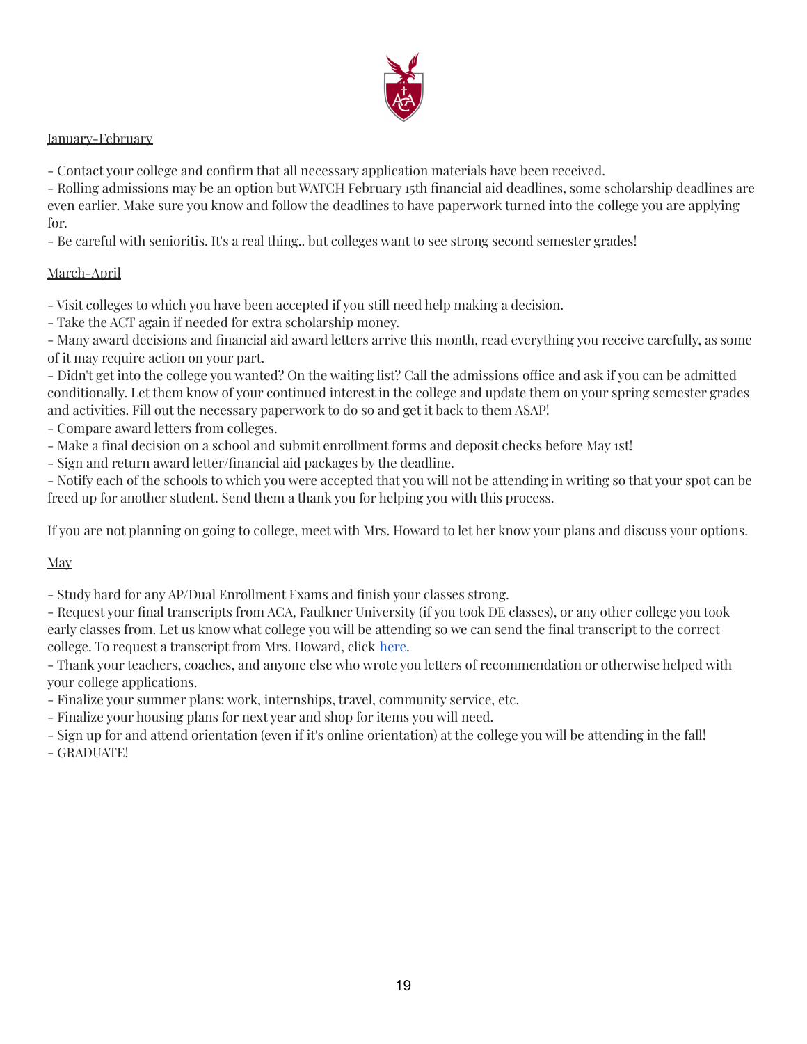January-February

- Contact your college and confirm that all necessary application materials have been received.
- Rolling admissions may be an option but WATCH February 15th financial aid deadlines, some scholarship deadlines are even earlier. Make sure you know and follow the deadlines to have paperwork turned into the college you are applying for.
- Be careful with senioritis. It's a real thing.. but colleges want to see strong second semester grades!

March-April

- Visit colleges to which you have been accepted if you still need help making a decision.
- Take the ACT again if needed for extra scholarship money.
- Many award decisions and financial aid award letters arrive this month, read everything you receive carefully, as some of it may require action on your part.
- Didn't get into the college you wanted? On the waiting list? Call the admissions office and ask if you can be admitted conditionally. Let them know of your continued interest in the college and update them on your spring semester grades and activities. Fill out the necessary paperwork to do so and get it back to them ASAP!
- Compare award letters from colleges.
- Make a final decision on a school and submit enrollment forms and deposit checks before May 1st!
- Sign and return award letter/financial aid packages by the deadline.
- Notify each of the schools to which you were accepted that you will not be attending in writing so that your spot can be freed up for another student. Send them a thank you for helping you with this process.

If you are not planning on going to college, meet with Mrs. Howard to let her know your plans and discuss your options.

May

- Study hard for any AP/Dual Enrollment Exams and finish your classes strong.
- Request your final transcripts from ACA, Faulkner University (if you took DE classes), or any other college you took early classes from. Let us know what college you will be attending so we can send the final transcript to the correct college. To request a transcript from Mrs. Howard, click here.
- Thank your teachers, coaches, and anyone else who wrote you letters of recommendation or otherwise helped with your college applications.
- Finalize your summer plans: work, internships, travel, community service, etc.
- Finalize your housing plans for next year and shop for items you will need.
- Sign up for and attend orientation (even if it's online orientation) at the college you will be attending in the fall!
- GRADUATE!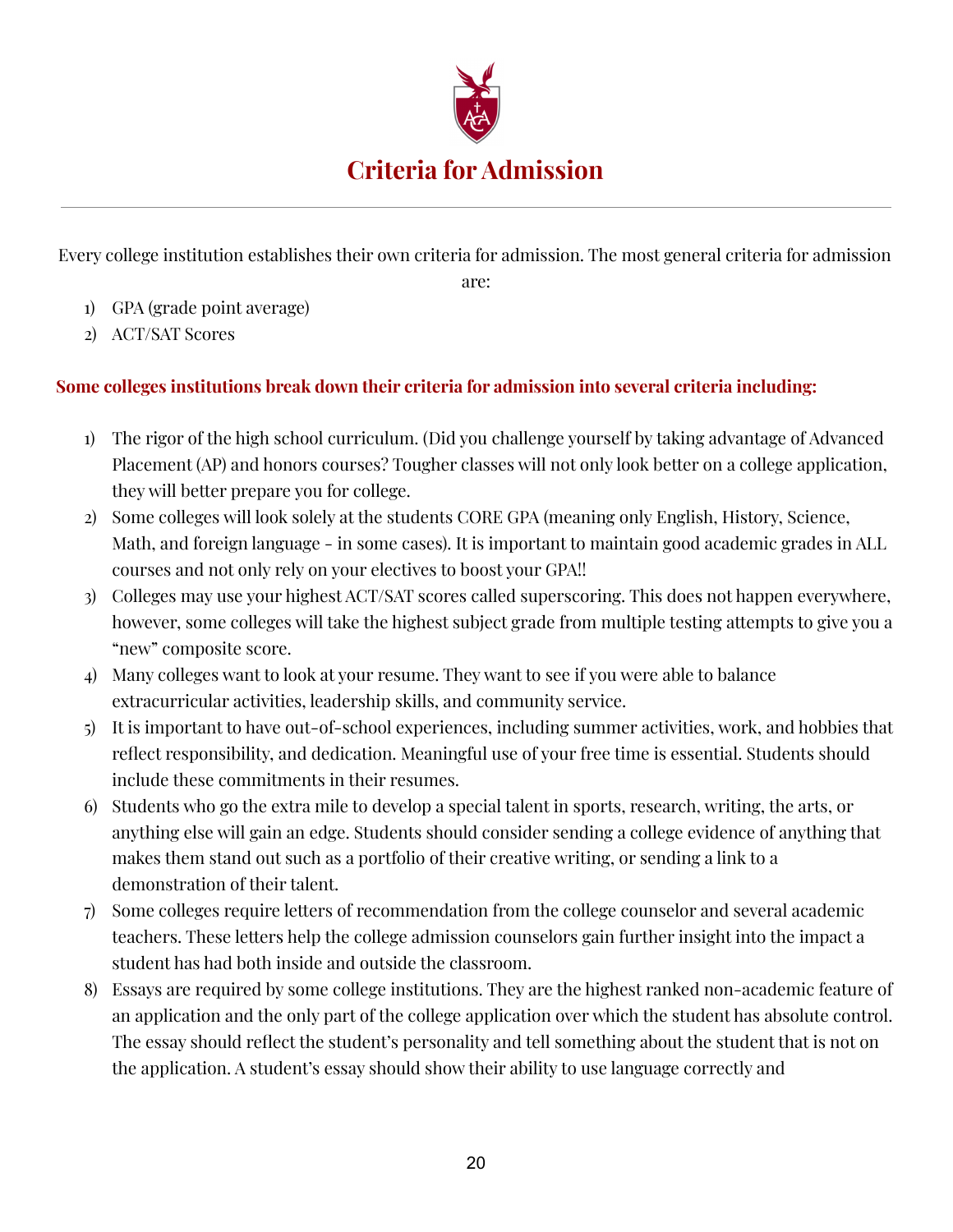# Criteria for Admission

Every college institution establishes their own criteria for admission. The most general criteria for admission are:

1) GPA (grade point average)
2) ACT/SAT Scores

**Some colleges institutions break down their criteria for admission into several criteria including:**

1) The rigor of the high school curriculum. (Did you challenge yourself by taking advantage of Advanced Placement (AP) and honors courses? Tougher classes will not only look better on a college application, they will better prepare you for college.
2) Some colleges will look solely at the students CORE GPA (meaning only English, History, Science, Math, and foreign language - in some cases). It is important to maintain good academic grades in ALL courses and not only rely on your electives to boost your GPA!!
3) Colleges may use your highest ACT/SAT scores called superscoring. This does not happen everywhere, however, some colleges will take the highest subject grade from multiple testing attempts to give you a "new" composite score.
4) Many colleges want to look at your resume. They want to see if you were able to balance extracurricular activities, leadership skills, and community service.
5) It is important to have out-of-school experiences, including summer activities, work, and hobbies that reflect responsibility, and dedication. Meaningful use of your free time is essential. Students should include these commitments in their resumes.
6) Students who go the extra mile to develop a special talent in sports, research, writing, the arts, or anything else will gain an edge. Students should consider sending a college evidence of anything that makes them stand out such as a portfolio of their creative writing, or sending a link to a demonstration of their talent.
7) Some colleges require letters of recommendation from the college counselor and several academic teachers. These letters help the college admission counselors gain further insight into the impact a student has had both inside and outside the classroom.
8) Essays are required by some college institutions. They are the highest ranked non-academic feature of an application and the only part of the college application over which the student has absolute control. The essay should reflect the student's personality and tell something about the student that is not on the application. A student's essay should show their ability to use language correctly and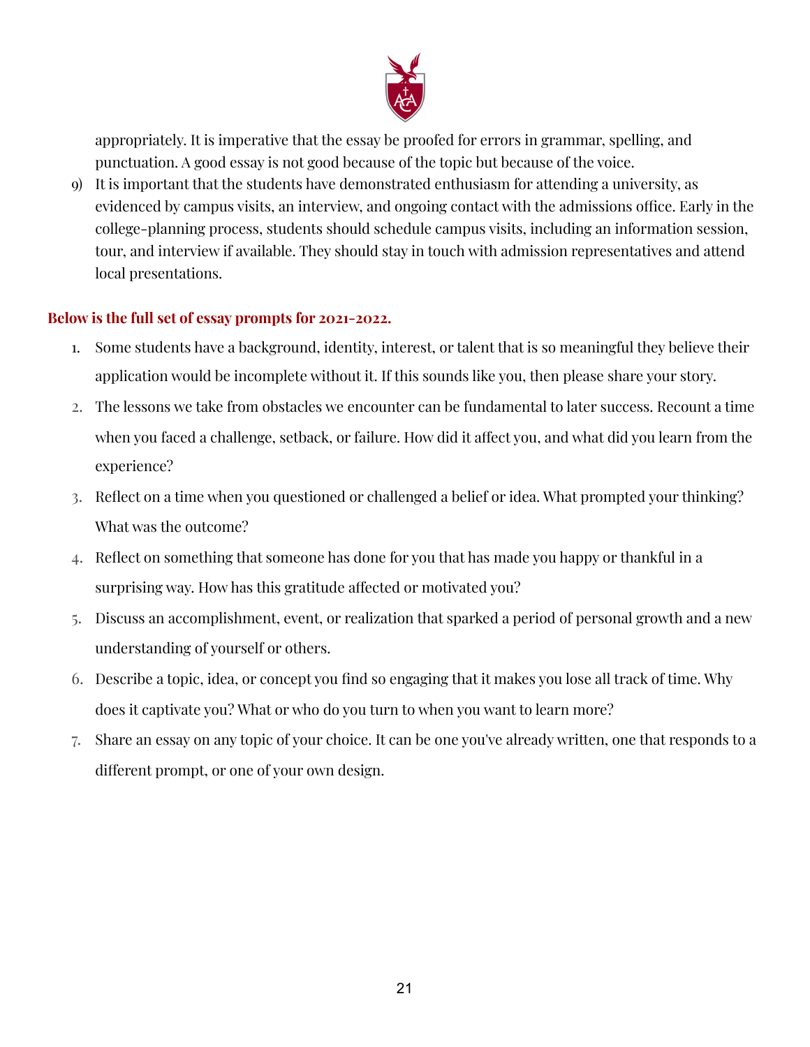appropriately. It is imperative that the essay be proofed for errors in grammar, spelling, and punctuation. A good essay is not good because of the topic but because of the voice.

9) It is important that the students have demonstrated enthusiasm for attending a university, as evidenced by campus visits, an interview, and ongoing contact with the admissions office. Early in the college-planning process, students should schedule campus visits, including an information session, tour, and interview if available. They should stay in touch with admission representatives and attend local presentations.

**Below is the full set of essay prompts for 2021-2022.**

1. Some students have a background, identity, interest, or talent that is so meaningful they believe their application would be incomplete without it. If this sounds like you, then please share your story.
2. The lessons we take from obstacles we encounter can be fundamental to later success. Recount a time when you faced a challenge, setback, or failure. How did it affect you, and what did you learn from the experience?
3. Reflect on a time when you questioned or challenged a belief or idea. What prompted your thinking? What was the outcome?
4. Reflect on something that someone has done for you that has made you happy or thankful in a surprising way. How has this gratitude affected or motivated you?
5. Discuss an accomplishment, event, or realization that sparked a period of personal growth and a new understanding of yourself or others.
6. Describe a topic, idea, or concept you find so engaging that it makes you lose all track of time. Why does it captivate you? What or who do you turn to when you want to learn more?
7. Share an essay on any topic of your choice. It can be one you've already written, one that responds to a different prompt, or one of your own design.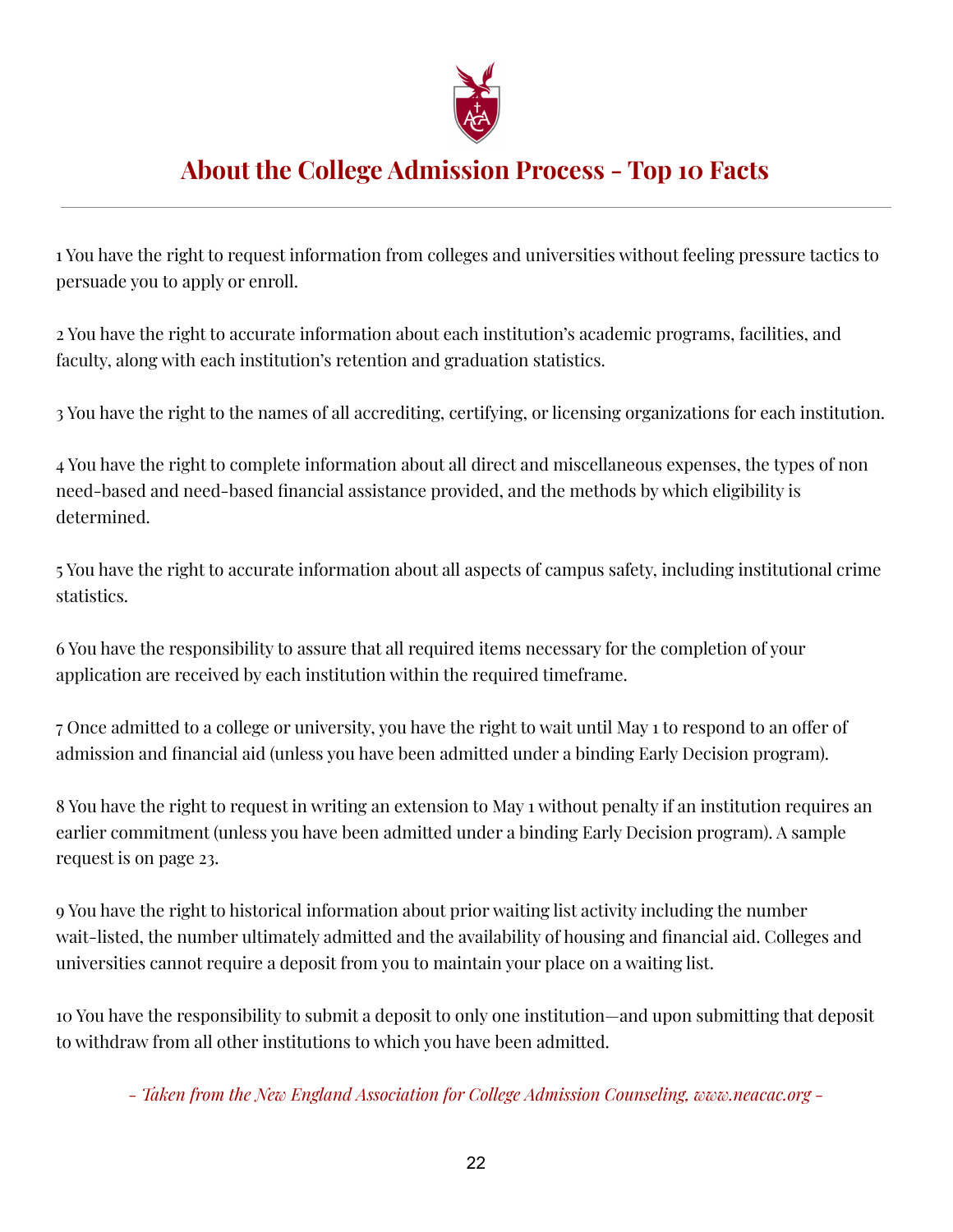# About the College Admission Process - Top 10 Facts

1 You have the right to request information from colleges and universities without feeling pressure tactics to persuade you to apply or enroll.

2 You have the right to accurate information about each institution's academic programs, facilities, and faculty, along with each institution's retention and graduation statistics.

3 You have the right to the names of all accrediting, certifying, or licensing organizations for each institution.

4 You have the right to complete information about all direct and miscellaneous expenses, the types of non need-based and need-based financial assistance provided, and the methods by which eligibility is determined.

5 You have the right to accurate information about all aspects of campus safety, including institutional crime statistics.

6 You have the responsibility to assure that all required items necessary for the completion of your application are received by each institution within the required timeframe.

7 Once admitted to a college or university, you have the right to wait until May 1 to respond to an offer of admission and financial aid (unless you have been admitted under a binding Early Decision program).

8 You have the right to request in writing an extension to May 1 without penalty if an institution requires an earlier commitment (unless you have been admitted under a binding Early Decision program). A sample request is on page 23.

9 You have the right to historical information about prior waiting list activity including the number wait-listed, the number ultimately admitted and the availability of housing and financial aid. Colleges and universities cannot require a deposit from you to maintain your place on a waiting list.

10 You have the responsibility to submit a deposit to only one institution—and upon submitting that deposit to withdraw from all other institutions to which you have been admitted.

*- Taken from the New England Association for College Admission Counseling, www.neacac.org -*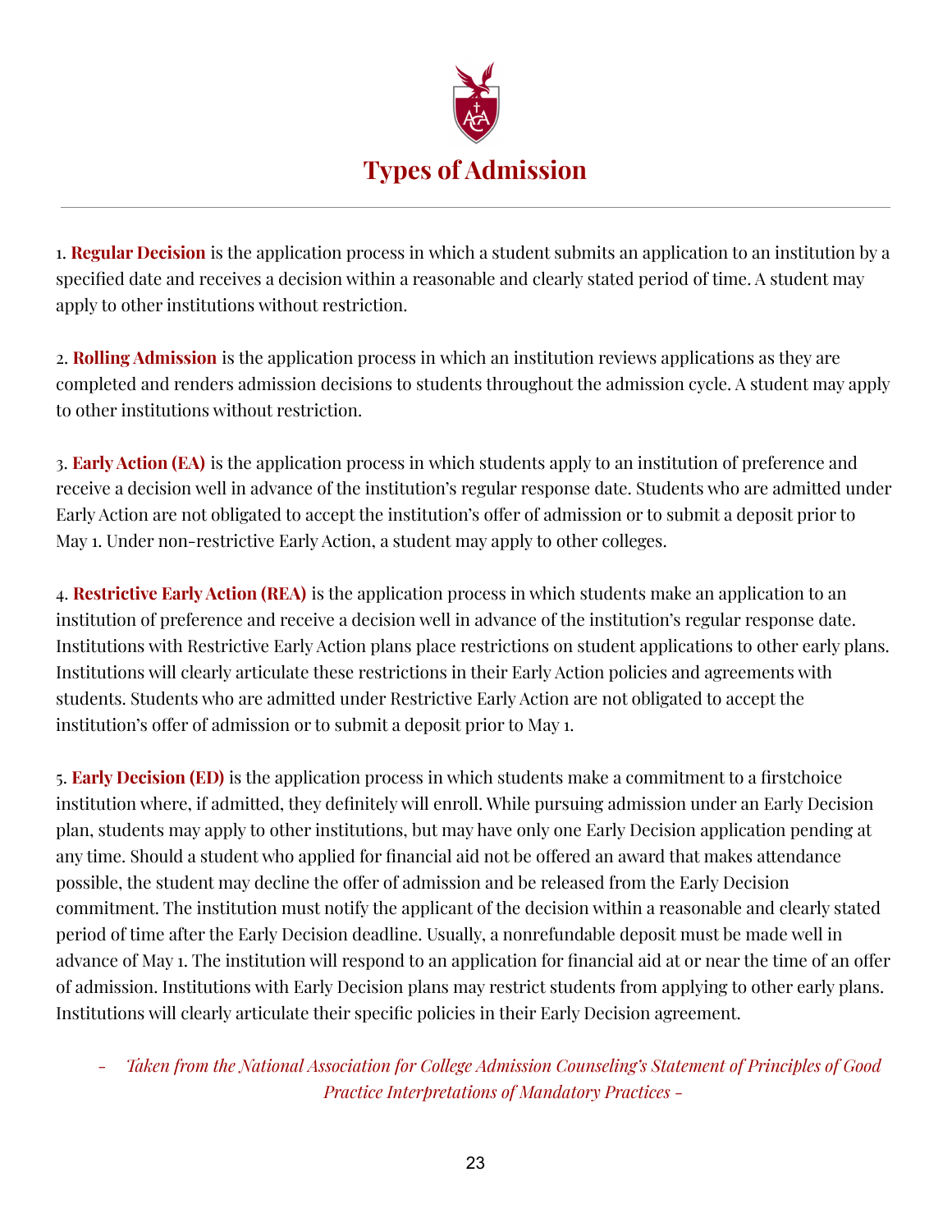# Types of Admission

1. **Regular Decision** is the application process in which a student submits an application to an institution by a specified date and receives a decision within a reasonable and clearly stated period of time. A student may apply to other institutions without restriction.

2. **Rolling Admission** is the application process in which an institution reviews applications as they are completed and renders admission decisions to students throughout the admission cycle. A student may apply to other institutions without restriction.

3. **Early Action (EA)** is the application process in which students apply to an institution of preference and receive a decision well in advance of the institution's regular response date. Students who are admitted under Early Action are not obligated to accept the institution's offer of admission or to submit a deposit prior to May 1. Under non-restrictive Early Action, a student may apply to other colleges.

4. **Restrictive Early Action (REA)** is the application process in which students make an application to an institution of preference and receive a decision well in advance of the institution's regular response date. Institutions with Restrictive Early Action plans place restrictions on student applications to other early plans. Institutions will clearly articulate these restrictions in their Early Action policies and agreements with students. Students who are admitted under Restrictive Early Action are not obligated to accept the institution's offer of admission or to submit a deposit prior to May 1.

5. **Early Decision (ED)** is the application process in which students make a commitment to a firstchoice institution where, if admitted, they definitely will enroll. While pursuing admission under an Early Decision plan, students may apply to other institutions, but may have only one Early Decision application pending at any time. Should a student who applied for financial aid not be offered an award that makes attendance possible, the student may decline the offer of admission and be released from the Early Decision commitment. The institution must notify the applicant of the decision within a reasonable and clearly stated period of time after the Early Decision deadline. Usually, a nonrefundable deposit must be made well in advance of May 1. The institution will respond to an application for financial aid at or near the time of an offer of admission. Institutions with Early Decision plans may restrict students from applying to other early plans. Institutions will clearly articulate their specific policies in their Early Decision agreement.

*- Taken from the National Association for College Admission Counseling's Statement of Principles of Good Practice Interpretations of Mandatory Practices -*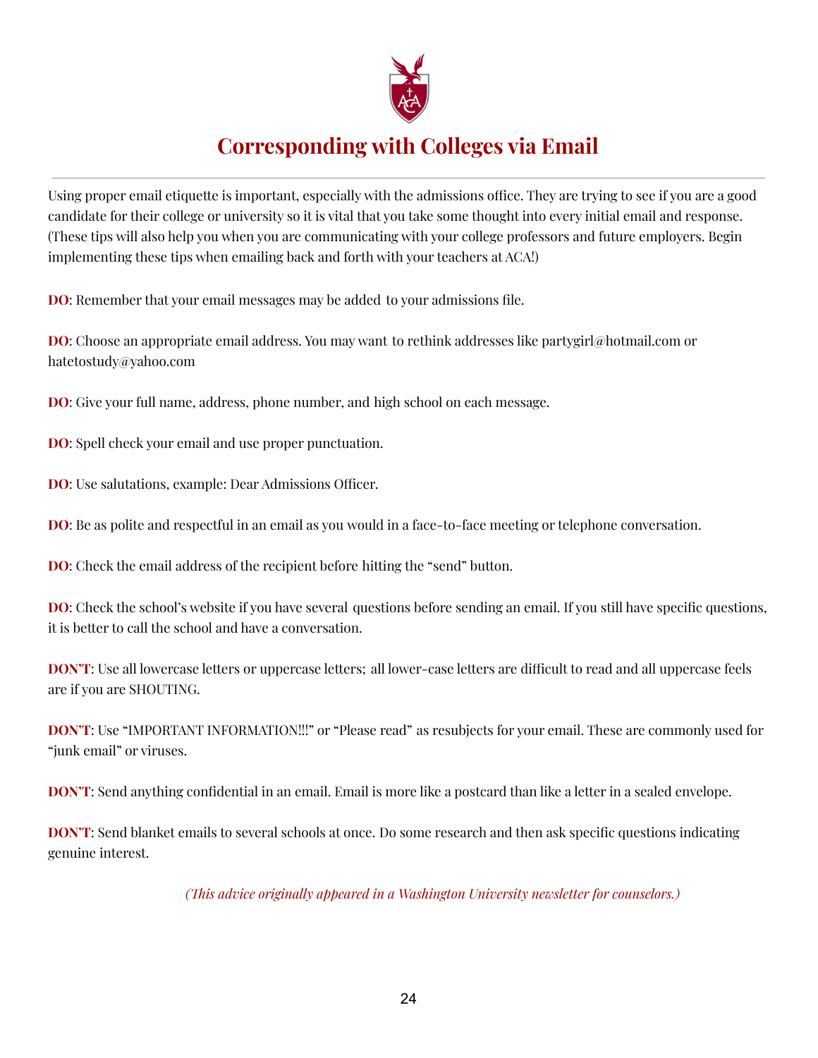# Corresponding with Colleges via Email

Using proper email etiquette is important, especially with the admissions office. They are trying to see if you are a good candidate for their college or university so it is vital that you take some thought into every initial email and response. (These tips will also help you when you are communicating with your college professors and future employers. Begin implementing these tips when emailing back and forth with your teachers at ACA!)

**DO**: Remember that your email messages may be added to your admissions file.

**DO**: Choose an appropriate email address. You may want to rethink addresses like partygirl@hotmail.com or hatetostudy@yahoo.com

**DO**: Give your full name, address, phone number, and high school on each message.

**DO**: Spell check your email and use proper punctuation.

**DO**: Use salutations, example: Dear Admissions Officer.

**DO**: Be as polite and respectful in an email as you would in a face-to-face meeting or telephone conversation.

**DO**: Check the email address of the recipient before hitting the "send" button.

**DO**: Check the school's website if you have several questions before sending an email. If you still have specific questions, it is better to call the school and have a conversation.

**DON'T**: Use all lowercase letters or uppercase letters; all lower-case letters are difficult to read and all uppercase feels are if you are SHOUTING.

**DON'T**: Use "IMPORTANT INFORMATION!!!" or "Please read" as resubjects for your email. These are commonly used for "junk email" or viruses.

**DON'T**: Send anything confidential in an email. Email is more like a postcard than like a letter in a sealed envelope.

**DON'T**: Send blanket emails to several schools at once. Do some research and then ask specific questions indicating genuine interest.

*(This advice originally appeared in a Washington University newsletter for counselors.)*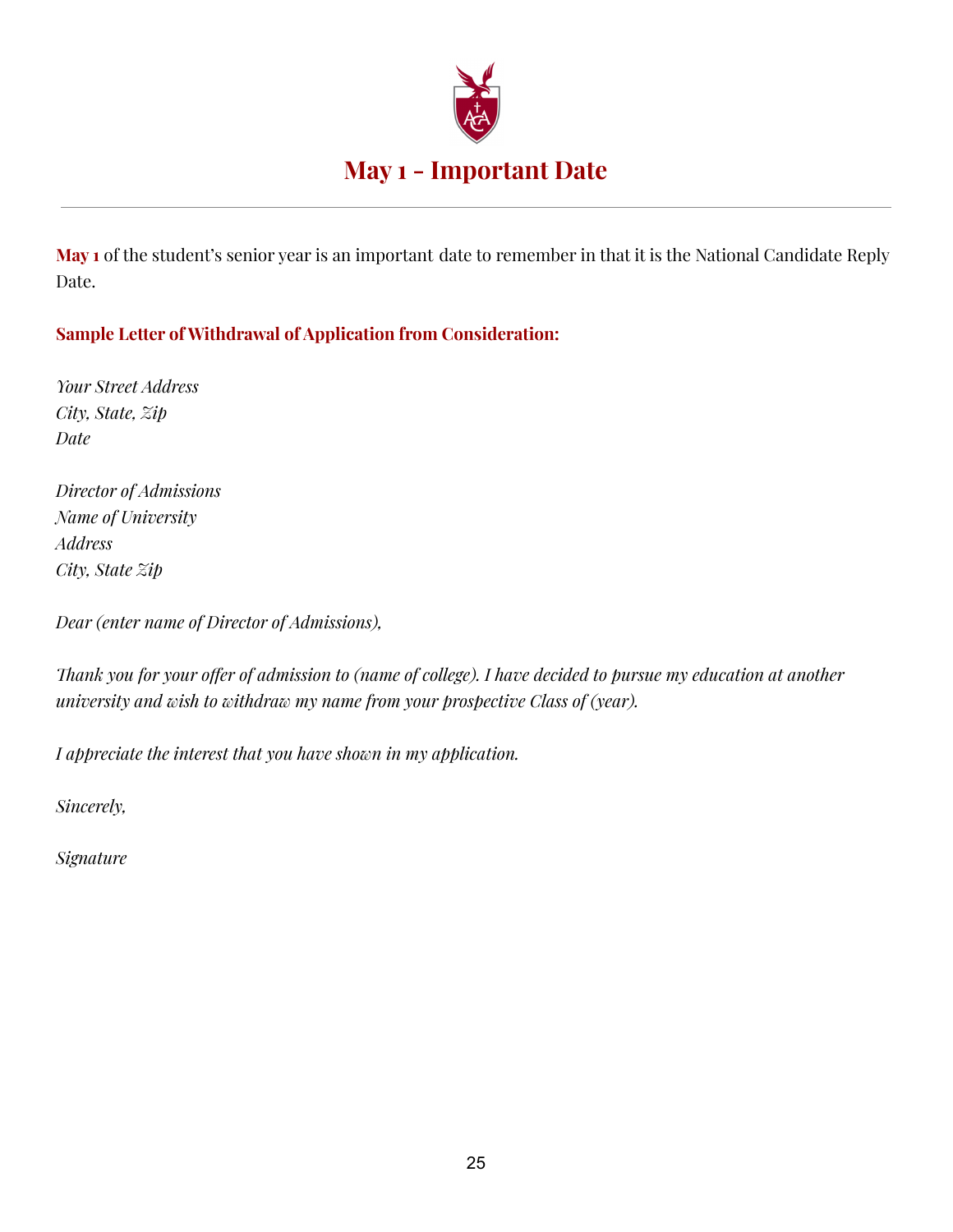# May 1 - Important Date

**May 1** of the student's senior year is an important date to remember in that it is the National Candidate Reply Date.

**Sample Letter of Withdrawal of Application from Consideration:**

*Your Street Address*
*City, State, Zip*
*Date*

*Director of Admissions*
*Name of University*
*Address*
*City, State Zip*

*Dear (enter name of Director of Admissions),*

*Thank you for your offer of admission to (name of college). I have decided to pursue my education at another university and wish to withdraw my name from your prospective Class of (year).*

*I appreciate the interest that you have shown in my application.*

*Sincerely,*

*Signature*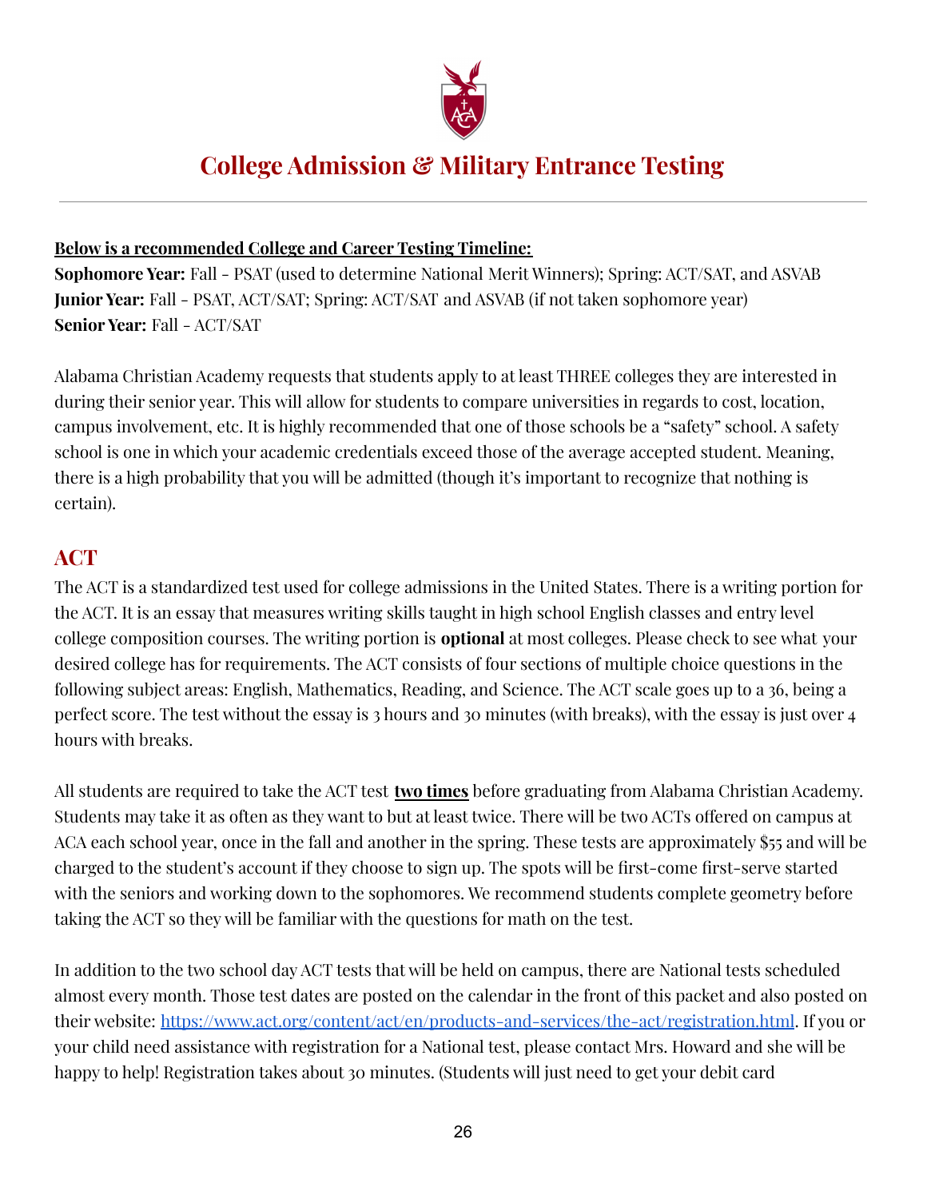# College Admission & Military Entrance Testing

**Below is a recommended College and Career Testing Timeline:**

**Sophomore Year:** Fall - PSAT (used to determine National Merit Winners); Spring: ACT/SAT, and ASVAB
**Junior Year:** Fall - PSAT, ACT/SAT; Spring: ACT/SAT and ASVAB (if not taken sophomore year)
**Senior Year:** Fall - ACT/SAT

Alabama Christian Academy requests that students apply to at least THREE colleges they are interested in during their senior year. This will allow for students to compare universities in regards to cost, location, campus involvement, etc. It is highly recommended that one of those schools be a "safety" school. A safety school is one in which your academic credentials exceed those of the average accepted student. Meaning, there is a high probability that you will be admitted (though it's important to recognize that nothing is certain).

## ACT

The ACT is a standardized test used for college admissions in the United States. There is a writing portion for the ACT. It is an essay that measures writing skills taught in high school English classes and entry level college composition courses. The writing portion is **optional** at most colleges. Please check to see what your desired college has for requirements. The ACT consists of four sections of multiple choice questions in the following subject areas: English, Mathematics, Reading, and Science. The ACT scale goes up to a 36, being a perfect score. The test without the essay is 3 hours and 30 minutes (with breaks), with the essay is just over 4 hours with breaks.

All students are required to take the ACT test **two times** before graduating from Alabama Christian Academy. Students may take it as often as they want to but at least twice. There will be two ACTs offered on campus at ACA each school year, once in the fall and another in the spring. These tests are approximately $55 and will be charged to the student's account if they choose to sign up. The spots will be first-come first-serve started with the seniors and working down to the sophomores. We recommend students complete geometry before taking the ACT so they will be familiar with the questions for math on the test.

In addition to the two school day ACT tests that will be held on campus, there are National tests scheduled almost every month. Those test dates are posted on the calendar in the front of this packet and also posted on their website: https://www.act.org/content/act/en/products-and-services/the-act/registration.html. If you or your child need assistance with registration for a National test, please contact Mrs. Howard and she will be happy to help! Registration takes about 30 minutes. (Students will just need to get your debit card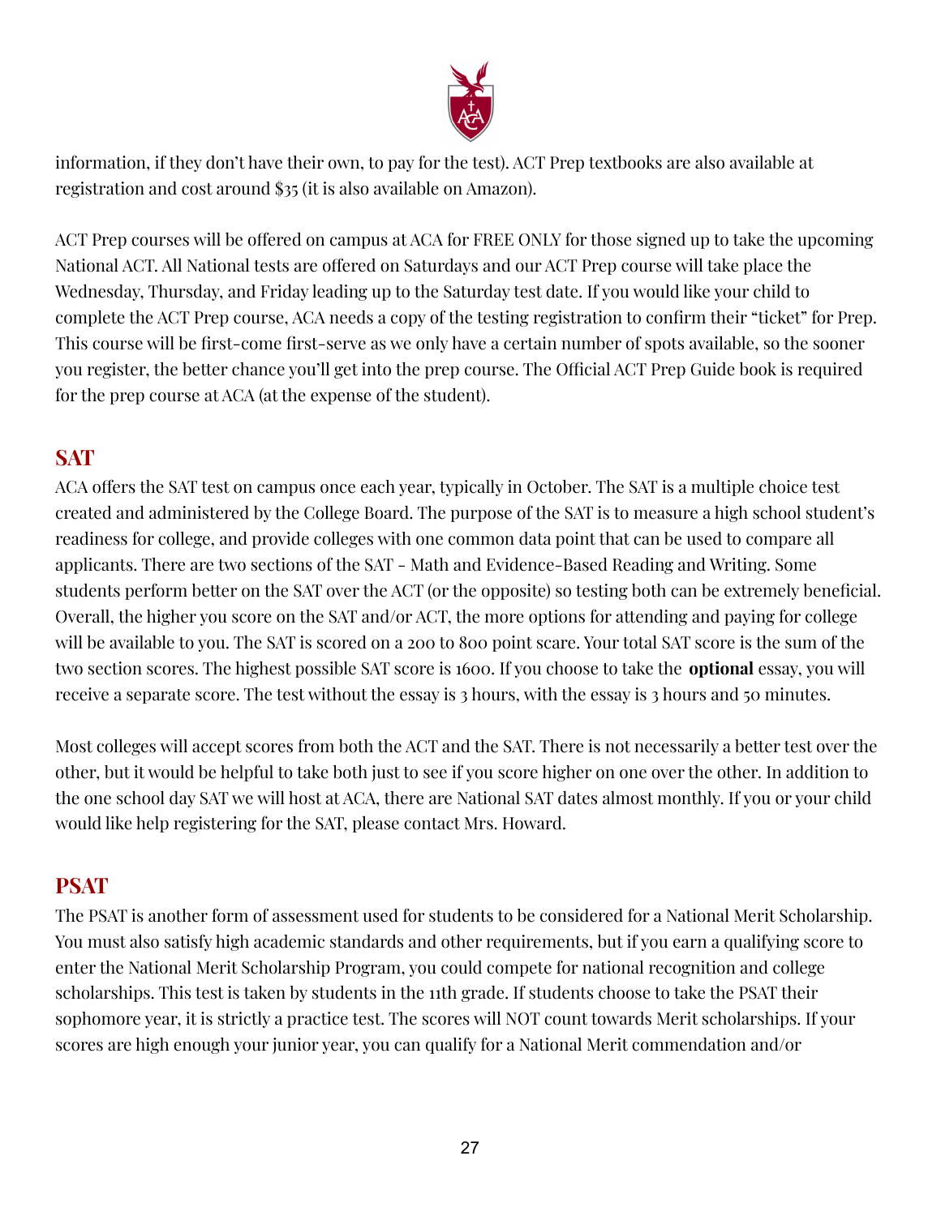information, if they don't have their own, to pay for the test). ACT Prep textbooks are also available at registration and cost around $35 (it is also available on Amazon).

ACT Prep courses will be offered on campus at ACA for FREE ONLY for those signed up to take the upcoming National ACT. All National tests are offered on Saturdays and our ACT Prep course will take place the Wednesday, Thursday, and Friday leading up to the Saturday test date. If you would like your child to complete the ACT Prep course, ACA needs a copy of the testing registration to confirm their "ticket" for Prep. This course will be first-come first-serve as we only have a certain number of spots available, so the sooner you register, the better chance you'll get into the prep course. The Official ACT Prep Guide book is required for the prep course at ACA (at the expense of the student).

## SAT

ACA offers the SAT test on campus once each year, typically in October. The SAT is a multiple choice test created and administered by the College Board. The purpose of the SAT is to measure a high school student's readiness for college, and provide colleges with one common data point that can be used to compare all applicants. There are two sections of the SAT - Math and Evidence-Based Reading and Writing. Some students perform better on the SAT over the ACT (or the opposite) so testing both can be extremely beneficial. Overall, the higher you score on the SAT and/or ACT, the more options for attending and paying for college will be available to you. The SAT is scored on a 200 to 800 point scare. Your total SAT score is the sum of the two section scores. The highest possible SAT score is 1600. If you choose to take the **optional** essay, you will receive a separate score. The test without the essay is 3 hours, with the essay is 3 hours and 50 minutes.

Most colleges will accept scores from both the ACT and the SAT. There is not necessarily a better test over the other, but it would be helpful to take both just to see if you score higher on one over the other. In addition to the one school day SAT we will host at ACA, there are National SAT dates almost monthly. If you or your child would like help registering for the SAT, please contact Mrs. Howard.

## PSAT

The PSAT is another form of assessment used for students to be considered for a National Merit Scholarship. You must also satisfy high academic standards and other requirements, but if you earn a qualifying score to enter the National Merit Scholarship Program, you could compete for national recognition and college scholarships. This test is taken by students in the 11th grade. If students choose to take the PSAT their sophomore year, it is strictly a practice test. The scores will NOT count towards Merit scholarships. If your scores are high enough your junior year, you can qualify for a National Merit commendation and/or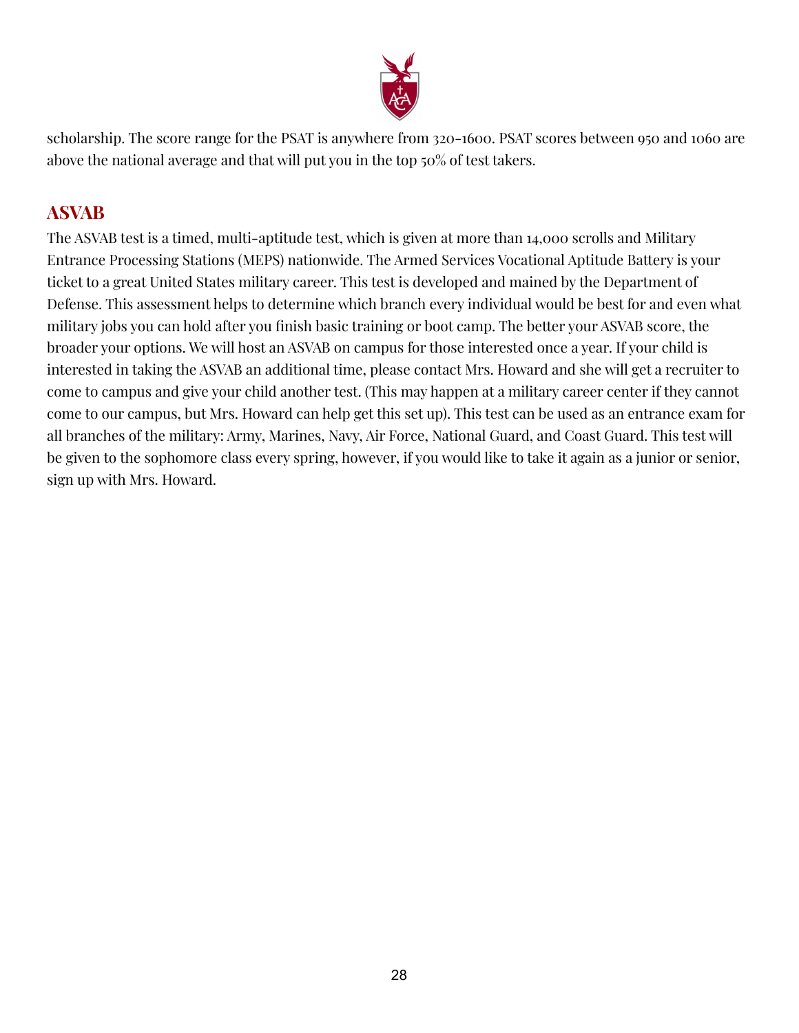scholarship. The score range for the PSAT is anywhere from 320-1600. PSAT scores between 950 and 1060 are above the national average and that will put you in the top 50% of test takers.

## ASVAB

The ASVAB test is a timed, multi-aptitude test, which is given at more than 14,000 scrolls and Military Entrance Processing Stations (MEPS) nationwide. The Armed Services Vocational Aptitude Battery is your ticket to a great United States military career. This test is developed and mained by the Department of Defense. This assessment helps to determine which branch every individual would be best for and even what military jobs you can hold after you finish basic training or boot camp. The better your ASVAB score, the broader your options. We will host an ASVAB on campus for those interested once a year. If your child is interested in taking the ASVAB an additional time, please contact Mrs. Howard and she will get a recruiter to come to campus and give your child another test. (This may happen at a military career center if they cannot come to our campus, but Mrs. Howard can help get this set up). This test can be used as an entrance exam for all branches of the military: Army, Marines, Navy, Air Force, National Guard, and Coast Guard. This test will be given to the sophomore class every spring, however, if you would like to take it again as a junior or senior, sign up with Mrs. Howard.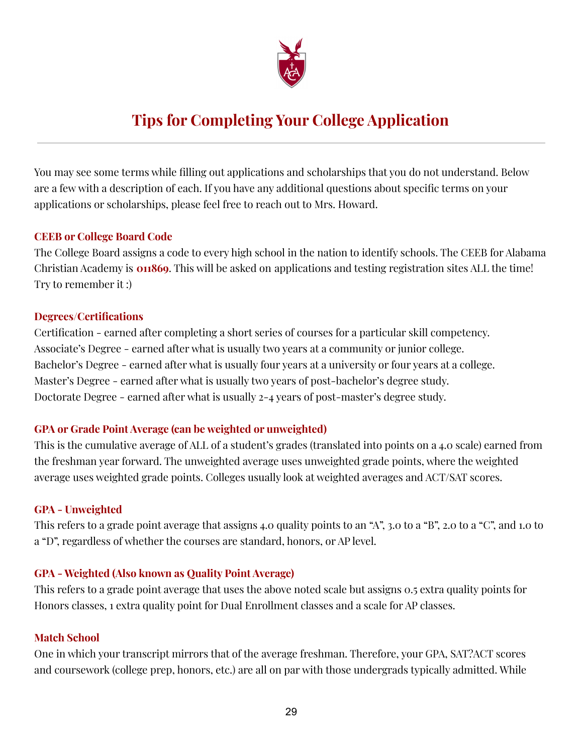#  Tips for Completing Your College Application

You may see some terms while filling out applications and scholarships that you do not understand. Below are a few with a description of each. If you have any additional questions about specific terms on your applications or scholarships, please feel free to reach out to Mrs. Howard.

### CEEB or College Board Code

The College Board assigns a code to every high school in the nation to identify schools. The CEEB for Alabama Christian Academy is **011869**. This will be asked on applications and testing registration sites ALL the time! Try to remember it :)

### Degrees/Certifications

Certification - earned after completing a short series of courses for a particular skill competency.
Associate's Degree - earned after what is usually two years at a community or junior college.
Bachelor's Degree - earned after what is usually four years at a university or four years at a college.
Master's Degree - earned after what is usually two years of post-bachelor's degree study.
Doctorate Degree - earned after what is usually 2-4 years of post-master's degree study.

### GPA or Grade Point Average (can be weighted or unweighted)

This is the cumulative average of ALL of a student's grades (translated into points on a 4.0 scale) earned from the freshman year forward. The unweighted average uses unweighted grade points, where the weighted average uses weighted grade points. Colleges usually look at weighted averages and ACT/SAT scores.

### GPA - Unweighted

This refers to a grade point average that assigns 4.0 quality points to an "A", 3.0 to a "B", 2.0 to a "C", and 1.0 to a "D", regardless of whether the courses are standard, honors, or AP level.

### GPA - Weighted (Also known as Quality Point Average)

This refers to a grade point average that uses the above noted scale but assigns 0.5 extra quality points for Honors classes, 1 extra quality point for Dual Enrollment classes and a scale for AP classes.

### Match School

One in which your transcript mirrors that of the average freshman. Therefore, your GPA, SAT?ACT scores and coursework (college prep, honors, etc.) are all on par with those undergrads typically admitted. While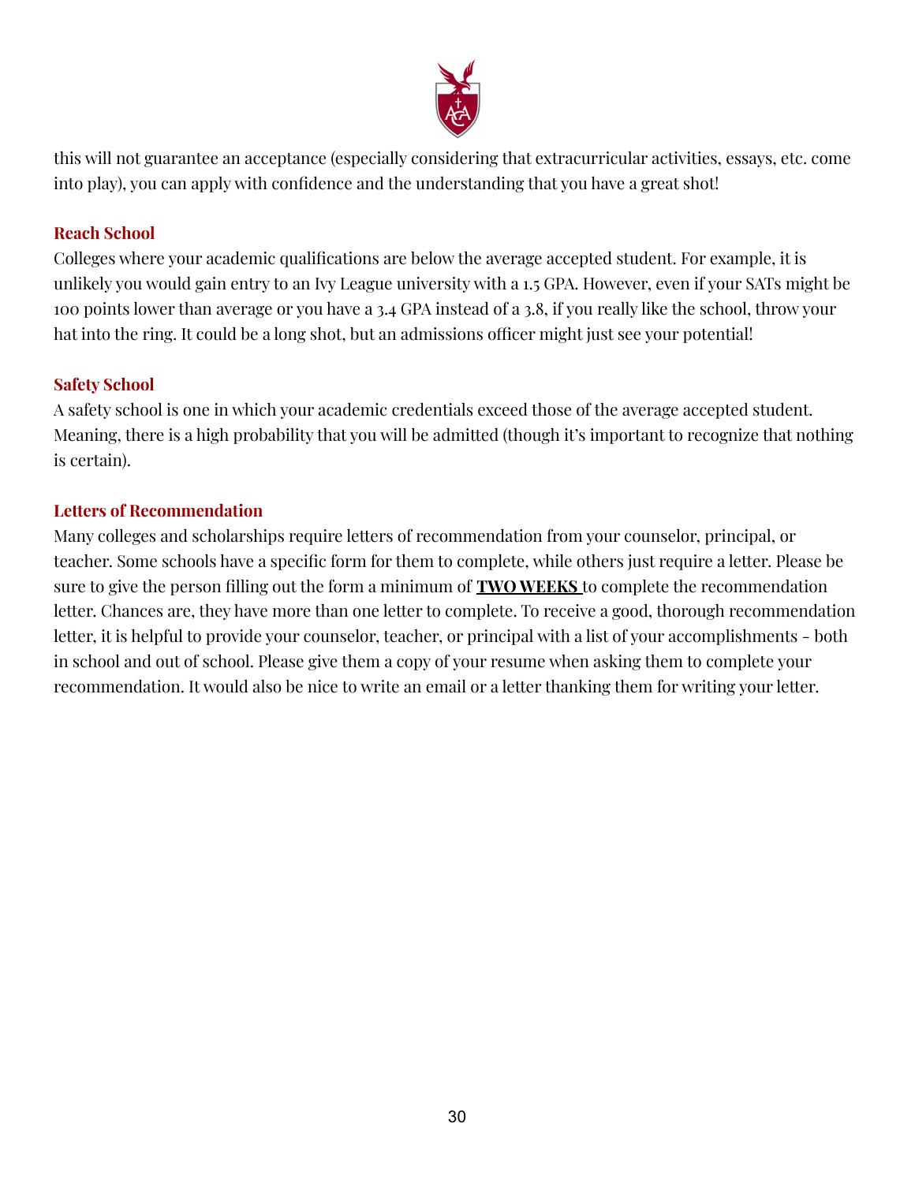this will not guarantee an acceptance (especially considering that extracurricular activities, essays, etc. come into play), you can apply with confidence and the understanding that you have a great shot!

### Reach School

Colleges where your academic qualifications are below the average accepted student. For example, it is unlikely you would gain entry to an Ivy League university with a 1.5 GPA. However, even if your SATs might be 100 points lower than average or you have a 3.4 GPA instead of a 3.8, if you really like the school, throw your hat into the ring. It could be a long shot, but an admissions officer might just see your potential!

### Safety School

A safety school is one in which your academic credentials exceed those of the average accepted student. Meaning, there is a high probability that you will be admitted (though it's important to recognize that nothing is certain).

### Letters of Recommendation

Many colleges and scholarships require letters of recommendation from your counselor, principal, or teacher. Some schools have a specific form for them to complete, while others just require a letter. Please be sure to give the person filling out the form a minimum of **TWO WEEKS** to complete the recommendation letter. Chances are, they have more than one letter to complete. To receive a good, thorough recommendation letter, it is helpful to provide your counselor, teacher, or principal with a list of your accomplishments - both in school and out of school. Please give them a copy of your resume when asking them to complete your recommendation. It would also be nice to write an email or a letter thanking them for writing your letter.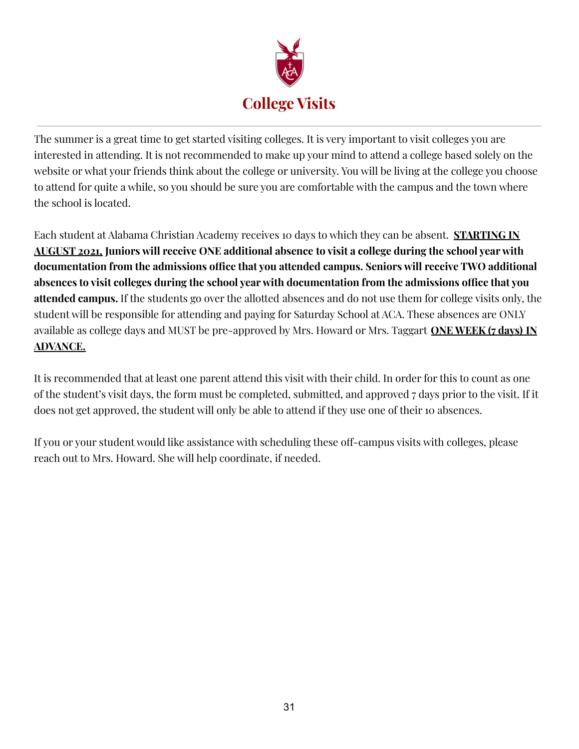# College Visits

The summer is a great time to get started visiting colleges. It is very important to visit colleges you are interested in attending. It is not recommended to make up your mind to attend a college based solely on the website or what your friends think about the college or university. You will be living at the college you choose to attend for quite a while, so you should be sure you are comfortable with the campus and the town where the school is located.

Each student at Alabama Christian Academy receives 10 days to which they can be absent. **STARTING IN AUGUST 2021, Juniors will receive ONE additional absence to visit a college during the school year with documentation from the admissions office that you attended campus. Seniors will receive TWO additional absences to visit colleges during the school year with documentation from the admissions office that you attended campus.** If the students go over the allotted absences and do not use them for college visits only, the student will be responsible for attending and paying for Saturday School at ACA. These absences are ONLY available as college days and MUST be pre-approved by Mrs. Howard or Mrs. Taggart **ONE WEEK (7 days) IN ADVANCE.**

It is recommended that at least one parent attend this visit with their child. In order for this to count as one of the student's visit days, the form must be completed, submitted, and approved 7 days prior to the visit. If it does not get approved, the student will only be able to attend if they use one of their 10 absences.

If you or your student would like assistance with scheduling these off-campus visits with colleges, please reach out to Mrs. Howard. She will help coordinate, if needed.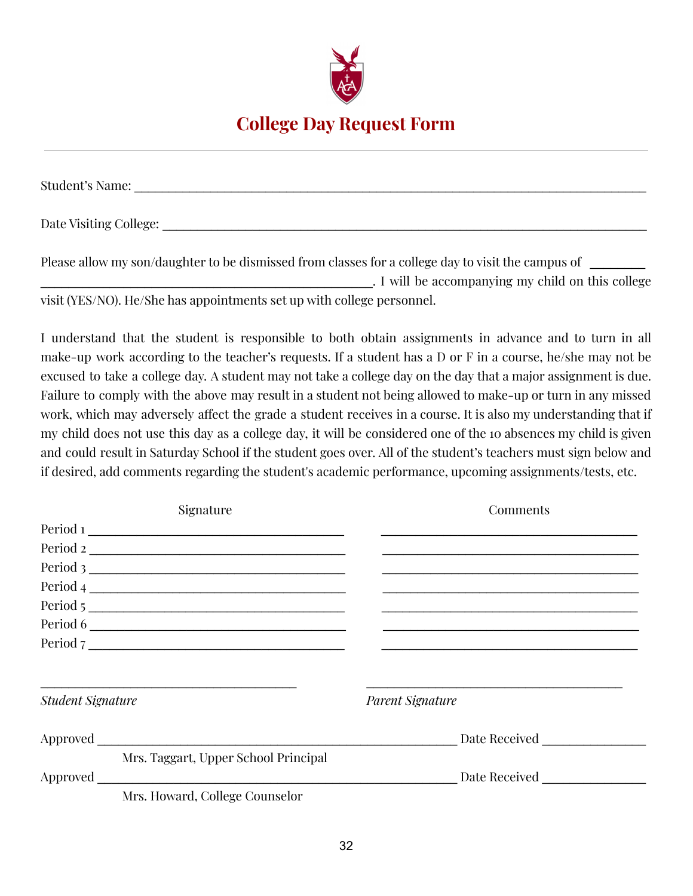# College Day Request Form

---

Student's Name: ______________________________________________________________

Date Visiting College: __________________________________________________________

Please allow my son/daughter to be dismissed from classes for a college day to visit the campus of ________ ______________________________________. I will be accompanying my child on this college visit (YES/NO). He/She has appointments set up with college personnel.

I understand that the student is responsible to both obtain assignments in advance and to turn in all make-up work according to the teacher's requests. If a student has a D or F in a course, he/she may not be excused to take a college day. A student may not take a college day on the day that a major assignment is due. Failure to comply with the above may result in a student not being allowed to make-up or turn in any missed work, which may adversely affect the grade a student receives in a course. It is also my understanding that if my child does not use this day as a college day, it will be considered one of the 10 absences my child is given and could result in Saturday School if the student goes over. All of the student's teachers must sign below and if desired, add comments regarding the student's academic performance, upcoming assignments/tests, etc.

| | Signature | Comments |
|---|---|---|
| Period 1 | ______________________________ | ______________________________ |
| Period 2 | ______________________________ | ______________________________ |
| Period 3 | ______________________________ | ______________________________ |
| Period 4 | ______________________________ | ______________________________ |
| Period 5 | ______________________________ | ______________________________ |
| Period 6 | ______________________________ | ______________________________ |
| Period 7 | ______________________________ | ______________________________ |

______________________________ ______________________________

*Student Signature* *Parent Signature*

Approved ________________________________________ Date Received ______________

Mrs. Taggart, Upper School Principal

Approved ________________________________________ Date Received ______________

Mrs. Howard, College Counselor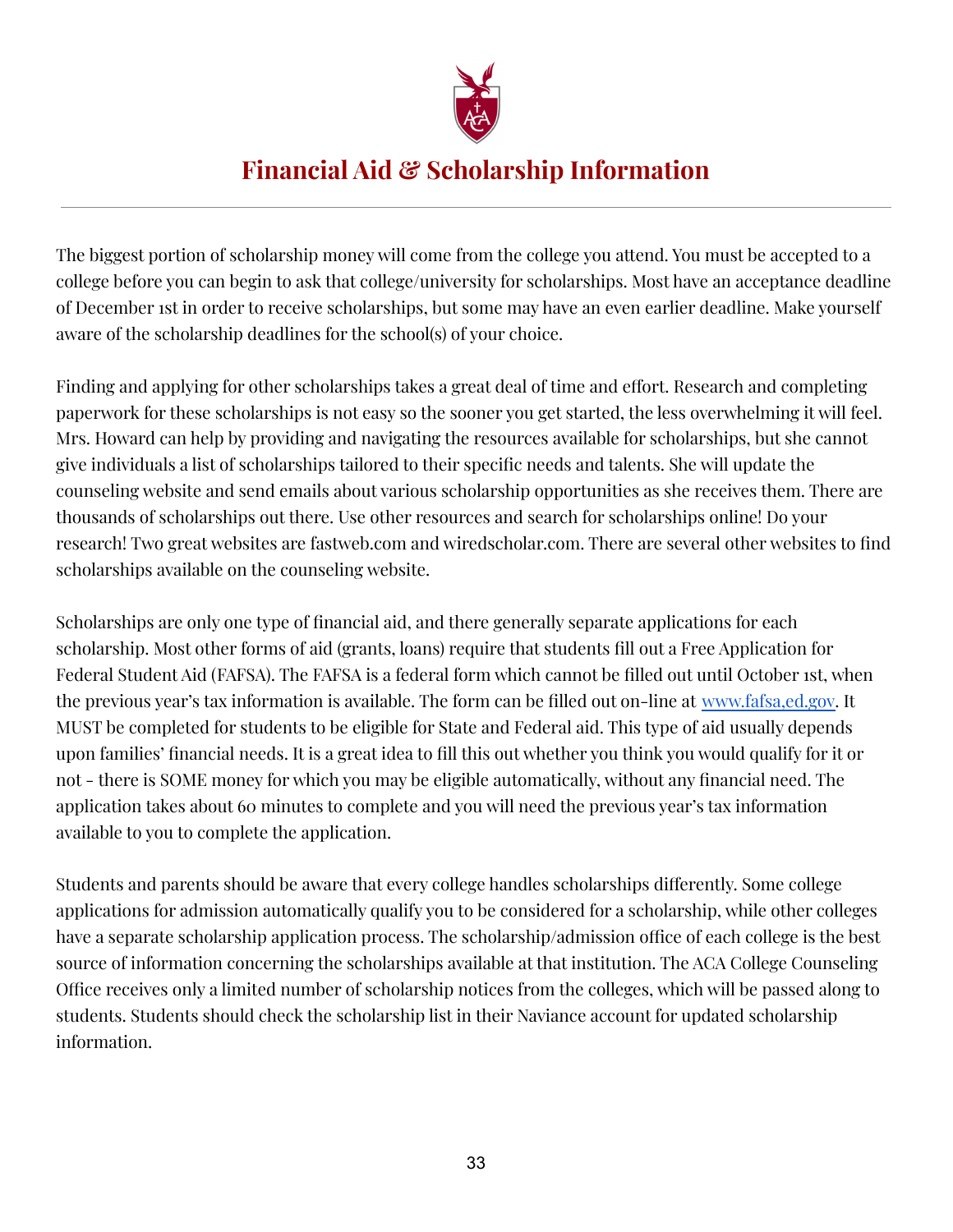# Financial Aid & Scholarship Information

The biggest portion of scholarship money will come from the college you attend. You must be accepted to a college before you can begin to ask that college/university for scholarships. Most have an acceptance deadline of December 1st in order to receive scholarships, but some may have an even earlier deadline. Make yourself aware of the scholarship deadlines for the school(s) of your choice.

Finding and applying for other scholarships takes a great deal of time and effort. Research and completing paperwork for these scholarships is not easy so the sooner you get started, the less overwhelming it will feel. Mrs. Howard can help by providing and navigating the resources available for scholarships, but she cannot give individuals a list of scholarships tailored to their specific needs and talents. She will update the counseling website and send emails about various scholarship opportunities as she receives them. There are thousands of scholarships out there. Use other resources and search for scholarships online! Do your research! Two great websites are fastweb.com and wiredscholar.com. There are several other websites to find scholarships available on the counseling website.

Scholarships are only one type of financial aid, and there generally separate applications for each scholarship. Most other forms of aid (grants, loans) require that students fill out a Free Application for Federal Student Aid (FAFSA). The FAFSA is a federal form which cannot be filled out until October 1st, when the previous year's tax information is available. The form can be filled out on-line at [www.fafsa.ed.gov](http://www.fafsa.ed.gov). It MUST be completed for students to be eligible for State and Federal aid. This type of aid usually depends upon families' financial needs. It is a great idea to fill this out whether you think you would qualify for it or not - there is SOME money for which you may be eligible automatically, without any financial need. The application takes about 60 minutes to complete and you will need the previous year's tax information available to you to complete the application.

Students and parents should be aware that every college handles scholarships differently. Some college applications for admission automatically qualify you to be considered for a scholarship, while other colleges have a separate scholarship application process. The scholarship/admission office of each college is the best source of information concerning the scholarships available at that institution. The ACA College Counseling Office receives only a limited number of scholarship notices from the colleges, which will be passed along to students. Students should check the scholarship list in their Naviance account for updated scholarship information.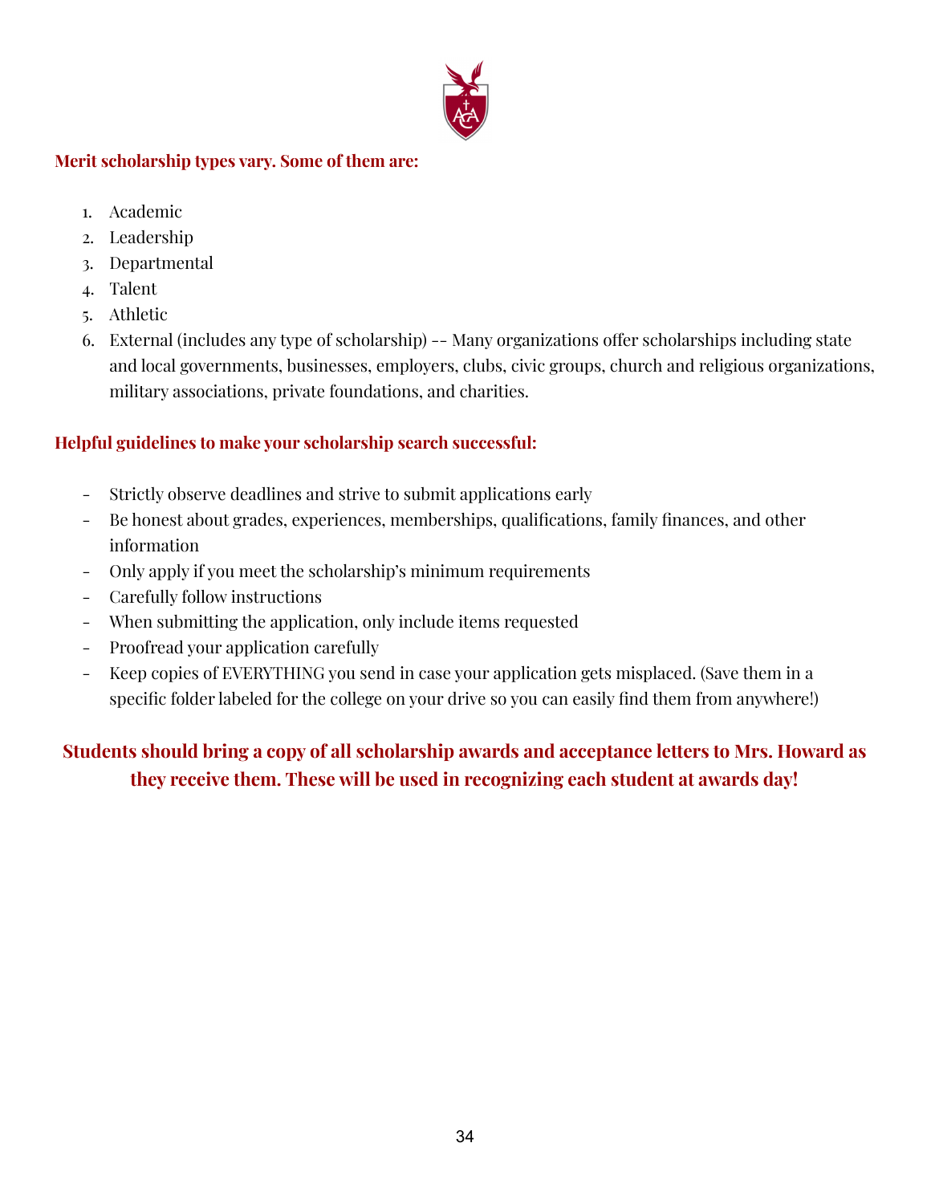**Merit scholarship types vary. Some of them are:**

1. Academic
2. Leadership
3. Departmental
4. Talent
5. Athletic
6. External (includes any type of scholarship) -- Many organizations offer scholarships including state and local governments, businesses, employers, clubs, civic groups, church and religious organizations, military associations, private foundations, and charities.

**Helpful guidelines to make your scholarship search successful:**

- Strictly observe deadlines and strive to submit applications early
- Be honest about grades, experiences, memberships, qualifications, family finances, and other information
- Only apply if you meet the scholarship's minimum requirements
- Carefully follow instructions
- When submitting the application, only include items requested
- Proofread your application carefully
- Keep copies of EVERYTHING you send in case your application gets misplaced. (Save them in a specific folder labeled for the college on your drive so you can easily find them from anywhere!)

**Students should bring a copy of all scholarship awards and acceptance letters to Mrs. Howard as they receive them. These will be used in recognizing each student at awards day!**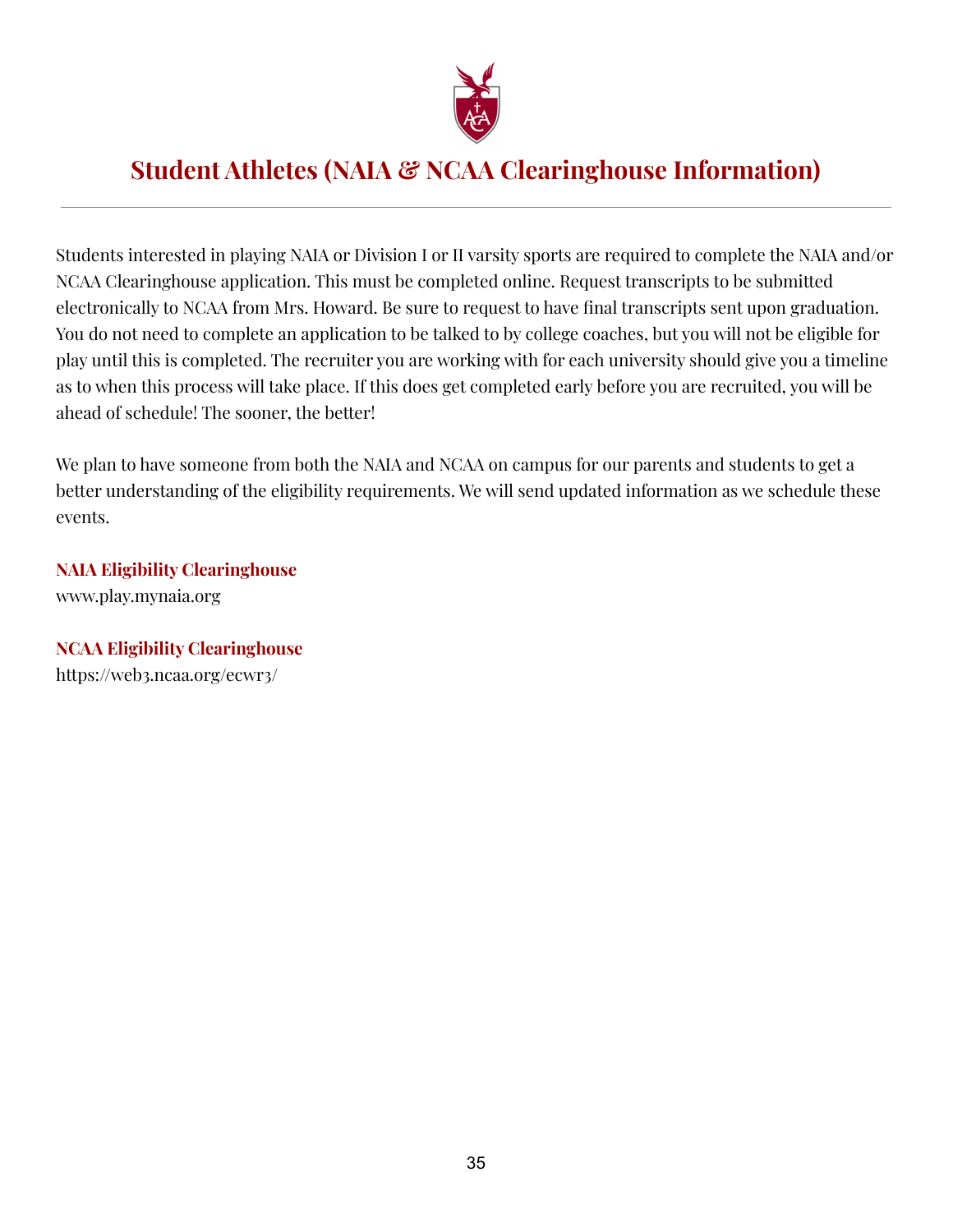# Student Athletes (NAIA & NCAA Clearinghouse Information)

Students interested in playing NAIA or Division I or II varsity sports are required to complete the NAIA and/or NCAA Clearinghouse application. This must be completed online. Request transcripts to be submitted electronically to NCAA from Mrs. Howard. Be sure to request to have final transcripts sent upon graduation. You do not need to complete an application to be talked to by college coaches, but you will not be eligible for play until this is completed. The recruiter you are working with for each university should give you a timeline as to when this process will take place. If this does get completed early before you are recruited, you will be ahead of schedule! The sooner, the better!

We plan to have someone from both the NAIA and NCAA on campus for our parents and students to get a better understanding of the eligibility requirements. We will send updated information as we schedule these events.

**NAIA Eligibility Clearinghouse**
www.play.mynaia.org

**NCAA Eligibility Clearinghouse**
https://web3.ncaa.org/ecwr3/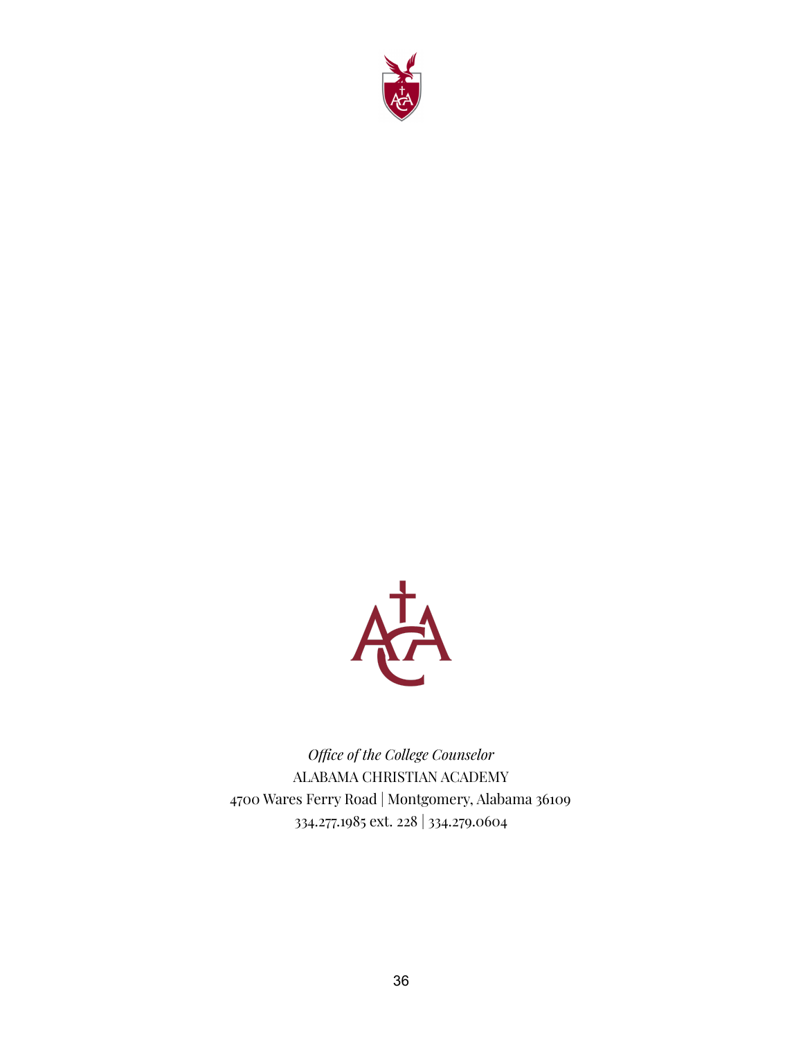*Office of the College Counselor*

ALABAMA CHRISTIAN ACADEMY

4700 Wares Ferry Road | Montgomery, Alabama 36109

334.277.1985 ext. 228 | 334.279.0604